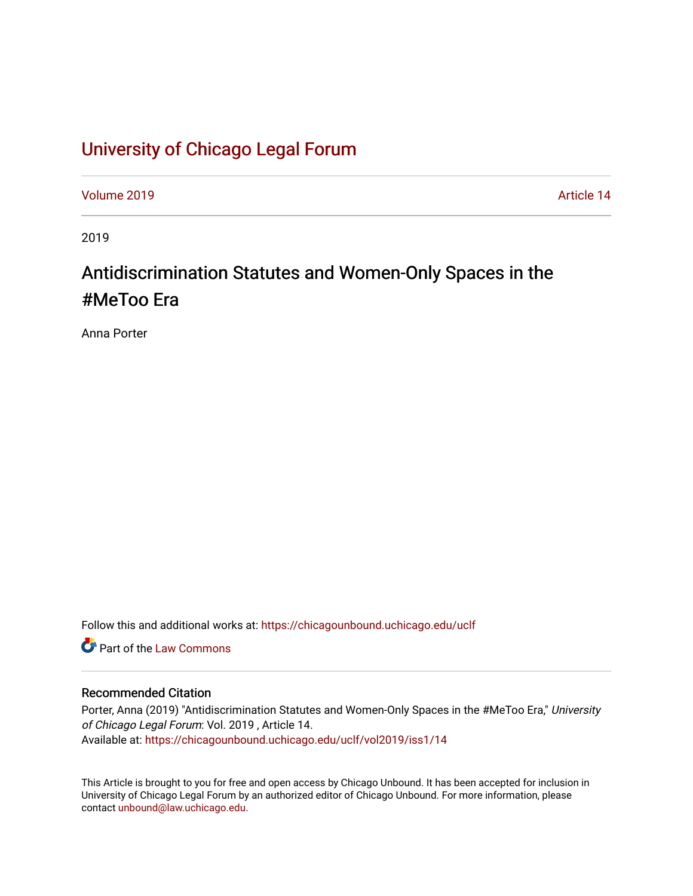# University of Chicago Legal Forum

Volume 2019 Article 14

2019

## Antidiscrimination Statutes and Women-Only Spaces in the #MeToo Era

Anna Porter

Follow this and additional works at: https://chicagounbound.uchicago.edu/uclf

Part of the Law Commons

### Recommended Citation

Porter, Anna (2019) "Antidiscrimination Statutes and Women-Only Spaces in the #MeToo Era," *University of Chicago Legal Forum*: Vol. 2019 , Article 14.
Available at: https://chicagounbound.uchicago.edu/uclf/vol2019/iss1/14

This Article is brought to you for free and open access by Chicago Unbound. It has been accepted for inclusion in University of Chicago Legal Forum by an authorized editor of Chicago Unbound. For more information, please contact unbound@law.uchicago.edu.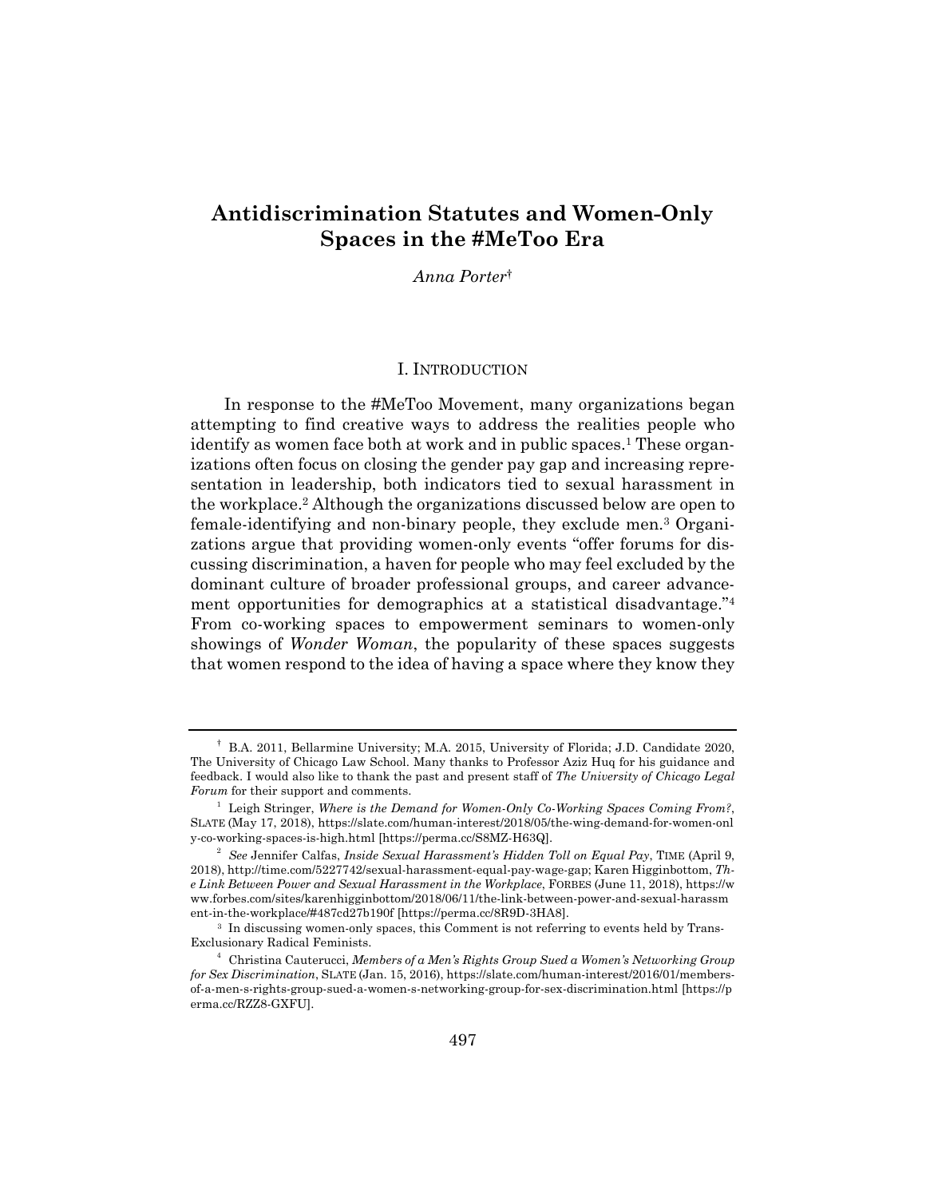# Antidiscrimination Statutes and Women-Only Spaces in the #MeToo Era

*Anna Porter*†

## I. Introduction

In response to the #MeToo Movement, many organizations began attempting to find creative ways to address the realities people who identify as women face both at work and in public spaces.[1] These organizations often focus on closing the gender pay gap and increasing representation in leadership, both indicators tied to sexual harassment in the workplace.[2] Although the organizations discussed below are open to female-identifying and non-binary people, they exclude men.[3] Organizations argue that providing women-only events "offer forums for discussing discrimination, a haven for people who may feel excluded by the dominant culture of broader professional groups, and career advancement opportunities for demographics at a statistical disadvantage."[4] From co-working spaces to empowerment seminars to women-only showings of *Wonder Woman*, the popularity of these spaces suggests that women respond to the idea of having a space where they know they

---

† B.A. 2011, Bellarmine University; M.A. 2015, University of Florida; J.D. Candidate 2020, The University of Chicago Law School. Many thanks to Professor Aziz Huq for his guidance and feedback. I would also like to thank the past and present staff of *The University of Chicago Legal Forum* for their support and comments.

[1] Leigh Stringer, *Where is the Demand for Women-Only Co-Working Spaces Coming From?*, SLATE (May 17, 2018), https://slate.com/human-interest/2018/05/the-wing-demand-for-women-only-co-working-spaces-is-high.html [https://perma.cc/S8MZ-H63Q].

[2] *See* Jennifer Calfas, *Inside Sexual Harassment's Hidden Toll on Equal Pay*, TIME (April 9, 2018), http://time.com/5227742/sexual-harassment-equal-pay-wage-gap; Karen Higginbottom, *The Link Between Power and Sexual Harassment in the Workplace*, FORBES (June 11, 2018), https://www.forbes.com/sites/karenhigginbottom/2018/06/11/the-link-between-power-and-sexual-harassment-in-the-workplace/#487cd27b190f [https://perma.cc/8R9D-3HA8].

[3] In discussing women-only spaces, this Comment is not referring to events held by Trans-Exclusionary Radical Feminists.

[4] Christina Cauterucci, *Members of a Men's Rights Group Sued a Women's Networking Group for Sex Discrimination*, SLATE (Jan. 15, 2016), https://slate.com/human-interest/2016/01/members-of-a-men-s-rights-group-sued-a-women-s-networking-group-for-sex-discrimination.html [https://perma.cc/RZZ8-GXFU].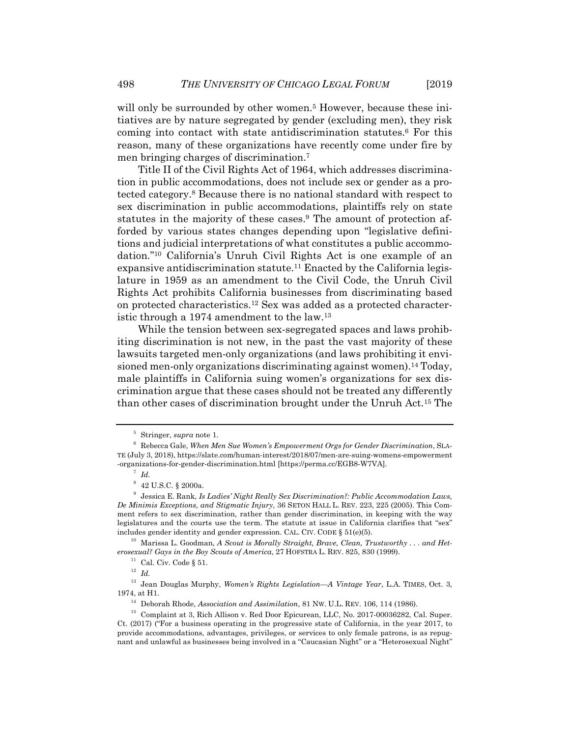will only be surrounded by other women.[5] However, because these initiatives are by nature segregated by gender (excluding men), they risk coming into contact with state antidiscrimination statutes.[6] For this reason, many of these organizations have recently come under fire by men bringing charges of discrimination.[7]

Title II of the Civil Rights Act of 1964, which addresses discrimination in public accommodations, does not include sex or gender as a protected category.[8] Because there is no national standard with respect to sex discrimination in public accommodations, plaintiffs rely on state statutes in the majority of these cases.[9] The amount of protection afforded by various states changes depending upon "legislative definitions and judicial interpretations of what constitutes a public accommodation."[10] California's Unruh Civil Rights Act is one example of an expansive antidiscrimination statute.[11] Enacted by the California legislature in 1959 as an amendment to the Civil Code, the Unruh Civil Rights Act prohibits California businesses from discriminating based on protected characteristics.[12] Sex was added as a protected characteristic through a 1974 amendment to the law.[13]

While the tension between sex-segregated spaces and laws prohibiting discrimination is not new, in the past the vast majority of these lawsuits targeted men-only organizations (and laws prohibiting it envisioned men-only organizations discriminating against women).[14] Today, male plaintiffs in California suing women's organizations for sex discrimination argue that these cases should not be treated any differently than other cases of discrimination brought under the Unruh Act.[15] The

---

[5] Stringer, *supra* note 1.

[6] Rebecca Gale, *When Men Sue Women's Empowerment Orgs for Gender Discrimination*, SLATE (July 3, 2018), https://slate.com/human-interest/2018/07/men-are-suing-womens-empowerment-organizations-for-gender-discrimination.html [https://perma.cc/EGB8-W7VA].

[7] *Id.*

[8] 42 U.S.C. § 2000a.

[9] Jessica E. Rank, *Is Ladies' Night Really Sex Discrimination?: Public Accommodation Laws, De Minimis Exceptions, and Stigmatic Injury*, 36 SETON HALL L. REV. 223, 225 (2005). This Comment refers to sex discrimination, rather than gender discrimination, in keeping with the way legislatures and the courts use the term. The statute at issue in California clarifies that "sex" includes gender identity and gender expression. CAL. CIV. CODE § 51(e)(5).

[10] Marissa L. Goodman, *A Scout is Morally Straight, Brave, Clean, Trustworthy . . . and Heterosexual? Gays in the Boy Scouts of America*, 27 HOFSTRA L. REV. 825, 830 (1999).

[11] Cal. Civ. Code § 51.

[12] *Id.*

[13] Jean Douglas Murphy, *Women's Rights Legislation—A Vintage Year*, L.A. TIMES, Oct. 3, 1974, at H1.

[14] Deborah Rhode, *Association and Assimilation*, 81 NW. U.L. REV. 106, 114 (1986).

[15] Complaint at 3, Rich Allison v. Red Door Epicurean, LLC, No. 2017-00036282, Cal. Super. Ct. (2017) ("For a business operating in the progressive state of California, in the year 2017, to provide accommodations, advantages, privileges, or services to only female patrons, is as repugnant and unlawful as businesses being involved in a "Caucasian Night" or a "Heterosexual Night"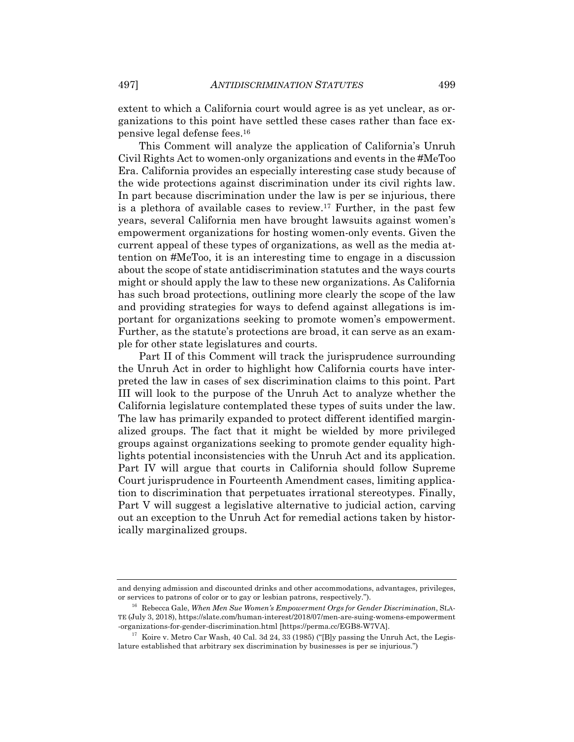extent to which a California court would agree is as yet unclear, as organizations to this point have settled these cases rather than face expensive legal defense fees.[16]

This Comment will analyze the application of California's Unruh Civil Rights Act to women-only organizations and events in the #MeToo Era. California provides an especially interesting case study because of the wide protections against discrimination under its civil rights law. In part because discrimination under the law is per se injurious, there is a plethora of available cases to review.[17] Further, in the past few years, several California men have brought lawsuits against women's empowerment organizations for hosting women-only events. Given the current appeal of these types of organizations, as well as the media attention on #MeToo, it is an interesting time to engage in a discussion about the scope of state antidiscrimination statutes and the ways courts might or should apply the law to these new organizations. As California has such broad protections, outlining more clearly the scope of the law and providing strategies for ways to defend against allegations is important for organizations seeking to promote women's empowerment. Further, as the statute's protections are broad, it can serve as an example for other state legislatures and courts.

Part II of this Comment will track the jurisprudence surrounding the Unruh Act in order to highlight how California courts have interpreted the law in cases of sex discrimination claims to this point. Part III will look to the purpose of the Unruh Act to analyze whether the California legislature contemplated these types of suits under the law. The law has primarily expanded to protect different identified marginalized groups. The fact that it might be wielded by more privileged groups against organizations seeking to promote gender equality highlights potential inconsistencies with the Unruh Act and its application. Part IV will argue that courts in California should follow Supreme Court jurisprudence in Fourteenth Amendment cases, limiting application to discrimination that perpetuates irrational stereotypes. Finally, Part V will suggest a legislative alternative to judicial action, carving out an exception to the Unruh Act for remedial actions taken by historically marginalized groups.

---

and denying admission and discounted drinks and other accommodations, advantages, privileges, or services to patrons of color or to gay or lesbian patrons, respectively.").

[16] Rebecca Gale, *When Men Sue Women's Empowerment Orgs for Gender Discrimination*, SLATE (July 3, 2018), https://slate.com/human-interest/2018/07/men-are-suing-womens-empowerment-organizations-for-gender-discrimination.html [https://perma.cc/EGB8-W7VA].

[17] Koire v. Metro Car Wash, 40 Cal. 3d 24, 33 (1985) ("[B]y passing the Unruh Act, the Legislature established that arbitrary sex discrimination by businesses is per se injurious.")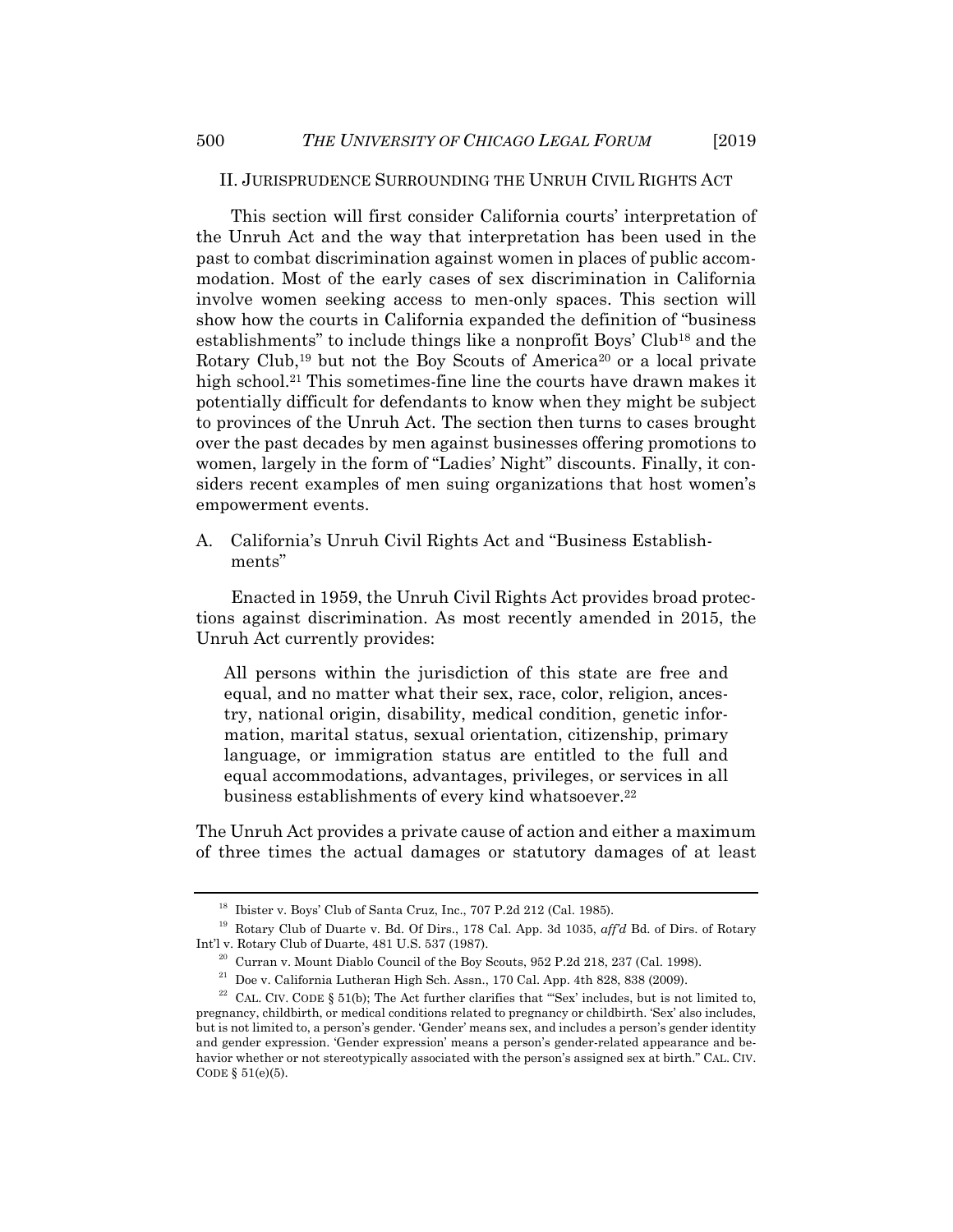## II. JURISPRUDENCE SURROUNDING THE UNRUH CIVIL RIGHTS ACT

This section will first consider California courts' interpretation of the Unruh Act and the way that interpretation has been used in the past to combat discrimination against women in places of public accommodation. Most of the early cases of sex discrimination in California involve women seeking access to men-only spaces. This section will show how the courts in California expanded the definition of "business establishments" to include things like a nonprofit Boys' Club[18] and the Rotary Club,[19] but not the Boy Scouts of America[20] or a local private high school.[21] This sometimes-fine line the courts have drawn makes it potentially difficult for defendants to know when they might be subject to provinces of the Unruh Act. The section then turns to cases brought over the past decades by men against businesses offering promotions to women, largely in the form of "Ladies' Night" discounts. Finally, it considers recent examples of men suing organizations that host women's empowerment events.

### A. California's Unruh Civil Rights Act and "Business Establishments"

Enacted in 1959, the Unruh Civil Rights Act provides broad protections against discrimination. As most recently amended in 2015, the Unruh Act currently provides:

> All persons within the jurisdiction of this state are free and equal, and no matter what their sex, race, color, religion, ancestry, national origin, disability, medical condition, genetic information, marital status, sexual orientation, citizenship, primary language, or immigration status are entitled to the full and equal accommodations, advantages, privileges, or services in all business establishments of every kind whatsoever.[22]

The Unruh Act provides a private cause of action and either a maximum of three times the actual damages or statutory damages of at least

---

[18] Ibister v. Boys' Club of Santa Cruz, Inc., 707 P.2d 212 (Cal. 1985).

[19] Rotary Club of Duarte v. Bd. Of Dirs., 178 Cal. App. 3d 1035, *aff'd* Bd. of Dirs. of Rotary Int'l v. Rotary Club of Duarte, 481 U.S. 537 (1987).

[20] Curran v. Mount Diablo Council of the Boy Scouts, 952 P.2d 218, 237 (Cal. 1998).

[21] Doe v. California Lutheran High Sch. Assn., 170 Cal. App. 4th 828, 838 (2009).

[22] CAL. CIV. CODE § 51(b); The Act further clarifies that "'Sex' includes, but is not limited to, pregnancy, childbirth, or medical conditions related to pregnancy or childbirth. 'Sex' also includes, but is not limited to, a person's gender. 'Gender' means sex, and includes a person's gender identity and gender expression. 'Gender expression' means a person's gender-related appearance and behavior whether or not stereotypically associated with the person's assigned sex at birth." CAL. CIV. CODE § 51(e)(5).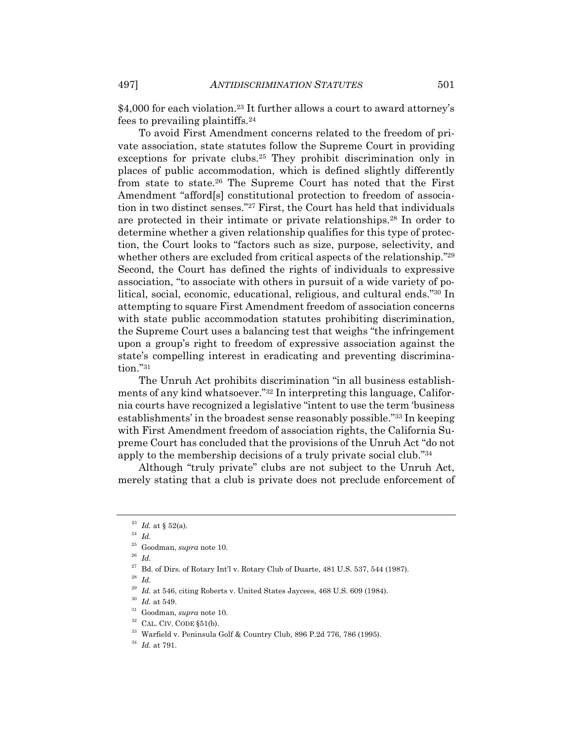$4,000 for each violation.[23] It further allows a court to award attorney's fees to prevailing plaintiffs.[24]

To avoid First Amendment concerns related to the freedom of private association, state statutes follow the Supreme Court in providing exceptions for private clubs.[25] They prohibit discrimination only in places of public accommodation, which is defined slightly differently from state to state.[26] The Supreme Court has noted that the First Amendment "afford[s] constitutional protection to freedom of association in two distinct senses."[27] First, the Court has held that individuals are protected in their intimate or private relationships.[28] In order to determine whether a given relationship qualifies for this type of protection, the Court looks to "factors such as size, purpose, selectivity, and whether others are excluded from critical aspects of the relationship."[29] Second, the Court has defined the rights of individuals to expressive association, "to associate with others in pursuit of a wide variety of political, social, economic, educational, religious, and cultural ends."[30] In attempting to square First Amendment freedom of association concerns with state public accommodation statutes prohibiting discrimination, the Supreme Court uses a balancing test that weighs "the infringement upon a group's right to freedom of expressive association against the state's compelling interest in eradicating and preventing discrimination."[31]

The Unruh Act prohibits discrimination "in all business establishments of any kind whatsoever."[32] In interpreting this language, California courts have recognized a legislative "intent to use the term 'business establishments' in the broadest sense reasonably possible."[33] In keeping with First Amendment freedom of association rights, the California Supreme Court has concluded that the provisions of the Unruh Act "do not apply to the membership decisions of a truly private social club."[34]

Although "truly private" clubs are not subject to the Unruh Act, merely stating that a club is private does not preclude enforcement of

---

[23] *Id.* at § 52(a).

[24] *Id.*

[25] Goodman, *supra* note 10.

[26] *Id.*

[27] Bd. of Dirs. of Rotary Int'l v. Rotary Club of Duarte, 481 U.S. 537, 544 (1987).

[28] *Id.*

[29] *Id.* at 546, citing Roberts v. United States Jaycees, 468 U.S. 609 (1984).

[30] *Id.* at 549.

[31] Goodman, *supra* note 10.

[32] CAL. CIV. CODE §51(b).

[33] Warfield v. Peninsula Golf & Country Club, 896 P.2d 776, 786 (1995).

[34] *Id.* at 791.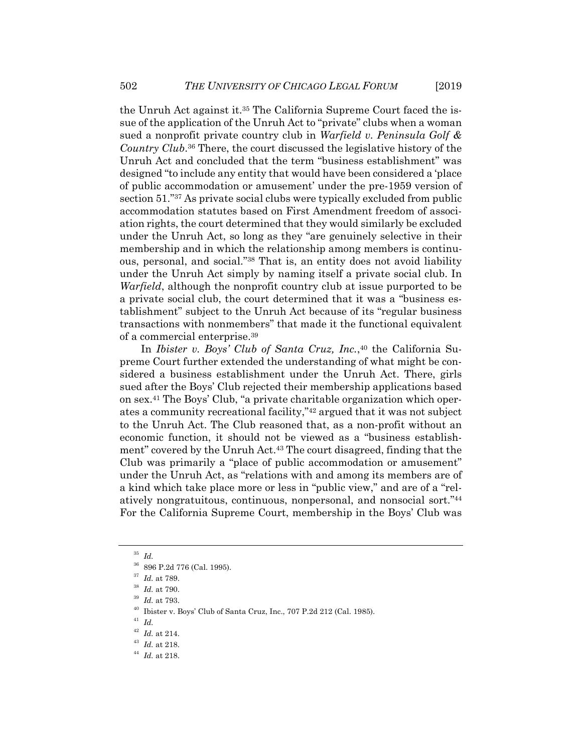the Unruh Act against it.[35] The California Supreme Court faced the issue of the application of the Unruh Act to "private" clubs when a woman sued a nonprofit private country club in *Warfield v. Peninsula Golf & Country Club*.[36] There, the court discussed the legislative history of the Unruh Act and concluded that the term "business establishment" was designed "to include any entity that would have been considered a 'place of public accommodation or amusement' under the pre-1959 version of section 51."[37] As private social clubs were typically excluded from public accommodation statutes based on First Amendment freedom of association rights, the court determined that they would similarly be excluded under the Unruh Act, so long as they "are genuinely selective in their membership and in which the relationship among members is continuous, personal, and social."[38] That is, an entity does not avoid liability under the Unruh Act simply by naming itself a private social club. In *Warfield*, although the nonprofit country club at issue purported to be a private social club, the court determined that it was a "business establishment" subject to the Unruh Act because of its "regular business transactions with nonmembers" that made it the functional equivalent of a commercial enterprise.[39]

In *Ibister v. Boys' Club of Santa Cruz, Inc.*,[40] the California Supreme Court further extended the understanding of what might be considered a business establishment under the Unruh Act. There, girls sued after the Boys' Club rejected their membership applications based on sex.[41] The Boys' Club, "a private charitable organization which operates a community recreational facility,"[42] argued that it was not subject to the Unruh Act. The Club reasoned that, as a non-profit without an economic function, it should not be viewed as a "business establishment" covered by the Unruh Act.[43] The court disagreed, finding that the Club was primarily a "place of public accommodation or amusement" under the Unruh Act, as "relations with and among its members are of a kind which take place more or less in "public view," and are of a "relatively nongratuitous, continuous, nonpersonal, and nonsocial sort."[44] For the California Supreme Court, membership in the Boys' Club was

---

[35] *Id.*

[36] 896 P.2d 776 (Cal. 1995).

[37] *Id.* at 789.

[38] *Id.* at 790.

[39] *Id.* at 793.

[40] Ibister v. Boys' Club of Santa Cruz, Inc., 707 P.2d 212 (Cal. 1985).

[41] *Id.*

[42] *Id.* at 214.

[43] *Id.* at 218.

[44] *Id.* at 218.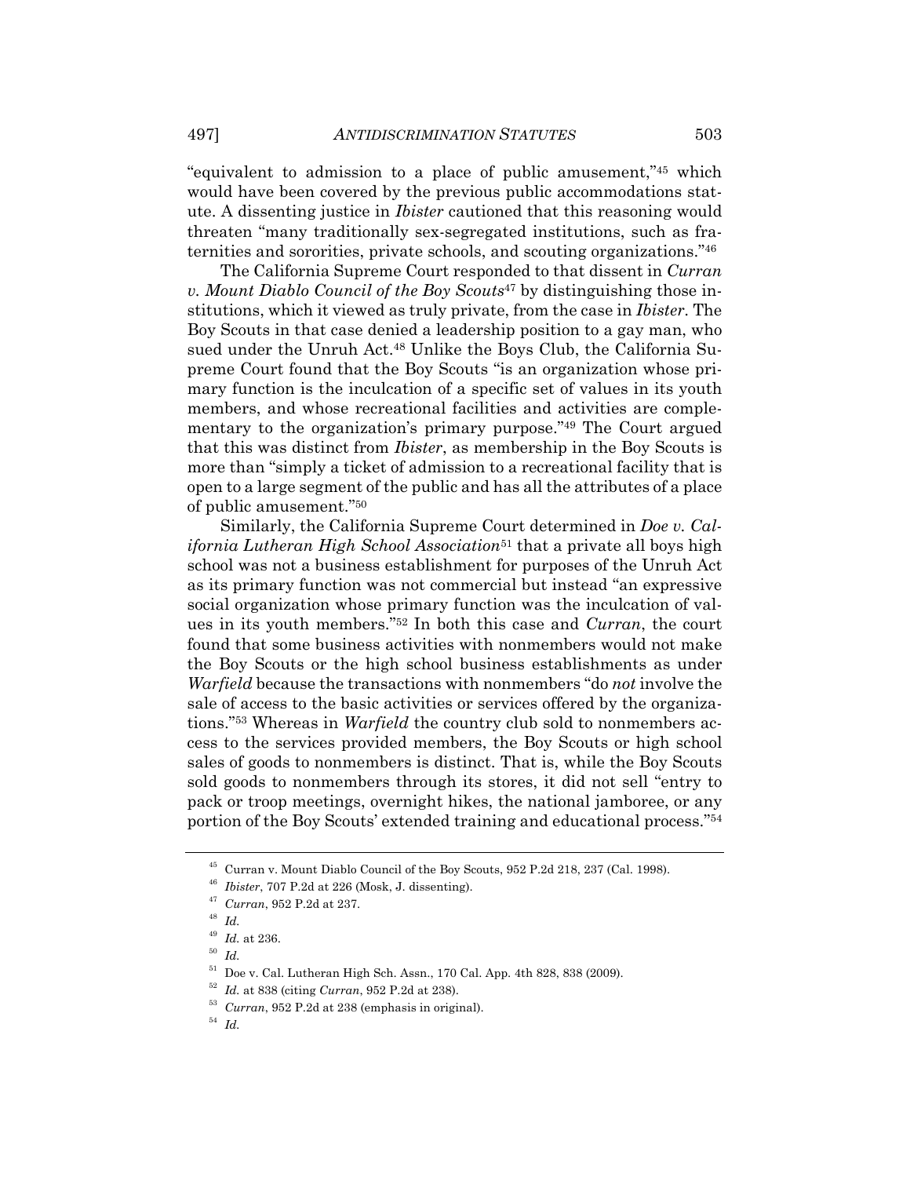"equivalent to admission to a place of public amusement,"[45] which would have been covered by the previous public accommodations statute. A dissenting justice in *Ibister* cautioned that this reasoning would threaten "many traditionally sex-segregated institutions, such as fraternities and sororities, private schools, and scouting organizations."[46]

The California Supreme Court responded to that dissent in *Curran v. Mount Diablo Council of the Boy Scouts*[47] by distinguishing those institutions, which it viewed as truly private, from the case in *Ibister*. The Boy Scouts in that case denied a leadership position to a gay man, who sued under the Unruh Act.[48] Unlike the Boys Club, the California Supreme Court found that the Boy Scouts "is an organization whose primary function is the inculcation of a specific set of values in its youth members, and whose recreational facilities and activities are complementary to the organization's primary purpose."[49] The Court argued that this was distinct from *Ibister*, as membership in the Boy Scouts is more than "simply a ticket of admission to a recreational facility that is open to a large segment of the public and has all the attributes of a place of public amusement."[50]

Similarly, the California Supreme Court determined in *Doe v. California Lutheran High School Association*[51] that a private all boys high school was not a business establishment for purposes of the Unruh Act as its primary function was not commercial but instead "an expressive social organization whose primary function was the inculcation of values in its youth members."[52] In both this case and *Curran*, the court found that some business activities with nonmembers would not make the Boy Scouts or the high school business establishments as under *Warfield* because the transactions with nonmembers "do *not* involve the sale of access to the basic activities or services offered by the organizations."[53] Whereas in *Warfield* the country club sold to nonmembers access to the services provided members, the Boy Scouts or high school sales of goods to nonmembers is distinct. That is, while the Boy Scouts sold goods to nonmembers through its stores, it did not sell "entry to pack or troop meetings, overnight hikes, the national jamboree, or any portion of the Boy Scouts' extended training and educational process."[54]

---

[45] Curran v. Mount Diablo Council of the Boy Scouts, 952 P.2d 218, 237 (Cal. 1998).

[46] *Ibister*, 707 P.2d at 226 (Mosk, J. dissenting).

[47] *Curran*, 952 P.2d at 237.

[48] *Id.*

[49] *Id.* at 236.

[50] *Id.*

[51] Doe v. Cal. Lutheran High Sch. Assn., 170 Cal. App. 4th 828, 838 (2009).

[52] *Id.* at 838 (citing *Curran*, 952 P.2d at 238).

[53] *Curran*, 952 P.2d at 238 (emphasis in original).

[54] *Id.*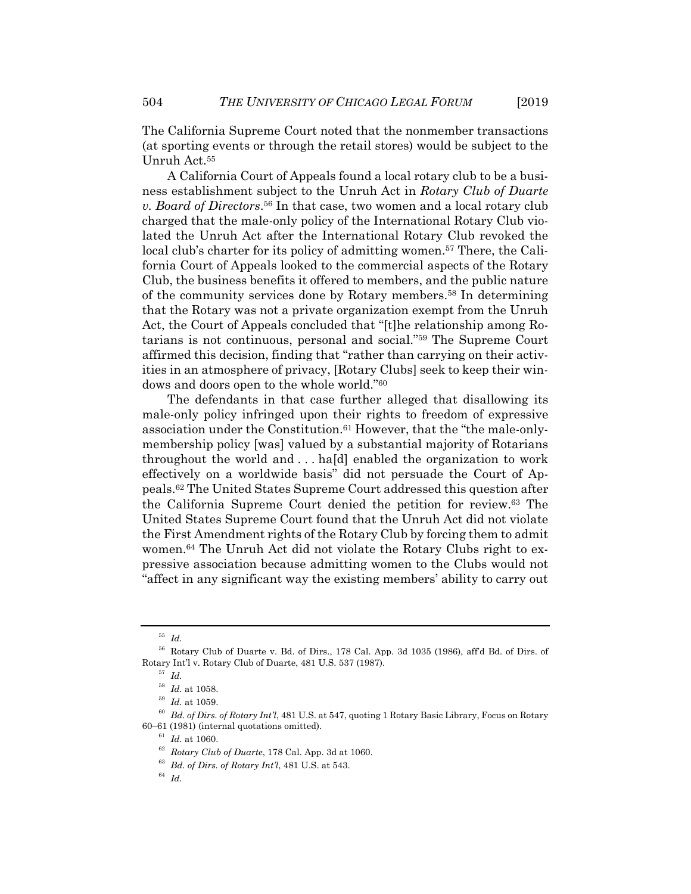The California Supreme Court noted that the nonmember transactions (at sporting events or through the retail stores) would be subject to the Unruh Act.[55]

A California Court of Appeals found a local rotary club to be a business establishment subject to the Unruh Act in *Rotary Club of Duarte v. Board of Directors*.[56] In that case, two women and a local rotary club charged that the male-only policy of the International Rotary Club violated the Unruh Act after the International Rotary Club revoked the local club's charter for its policy of admitting women.[57] There, the California Court of Appeals looked to the commercial aspects of the Rotary Club, the business benefits it offered to members, and the public nature of the community services done by Rotary members.[58] In determining that the Rotary was not a private organization exempt from the Unruh Act, the Court of Appeals concluded that "[t]he relationship among Rotarians is not continuous, personal and social."[59] The Supreme Court affirmed this decision, finding that "rather than carrying on their activities in an atmosphere of privacy, [Rotary Clubs] seek to keep their windows and doors open to the whole world."[60]

The defendants in that case further alleged that disallowing its male-only policy infringed upon their rights to freedom of expressive association under the Constitution.[61] However, that the "the male-only-membership policy [was] valued by a substantial majority of Rotarians throughout the world and . . . ha[d] enabled the organization to work effectively on a worldwide basis" did not persuade the Court of Appeals.[62] The United States Supreme Court addressed this question after the California Supreme Court denied the petition for review.[63] The United States Supreme Court found that the Unruh Act did not violate the First Amendment rights of the Rotary Club by forcing them to admit women.[64] The Unruh Act did not violate the Rotary Clubs right to expressive association because admitting women to the Clubs would not "affect in any significant way the existing members' ability to carry out

---

[55] *Id.*

[56] Rotary Club of Duarte v. Bd. of Dirs., 178 Cal. App. 3d 1035 (1986), aff'd Bd. of Dirs. of Rotary Int'l v. Rotary Club of Duarte, 481 U.S. 537 (1987).

[57] *Id.*

[58] *Id.* at 1058.

[59] *Id.* at 1059.

[60] *Bd. of Dirs. of Rotary Int'l*, 481 U.S. at 547, quoting 1 Rotary Basic Library, Focus on Rotary 60–61 (1981) (internal quotations omitted).

[61] *Id.* at 1060.

[62] *Rotary Club of Duarte*, 178 Cal. App. 3d at 1060.

[63] *Bd. of Dirs. of Rotary Int'l*, 481 U.S. at 543.

[64] *Id.*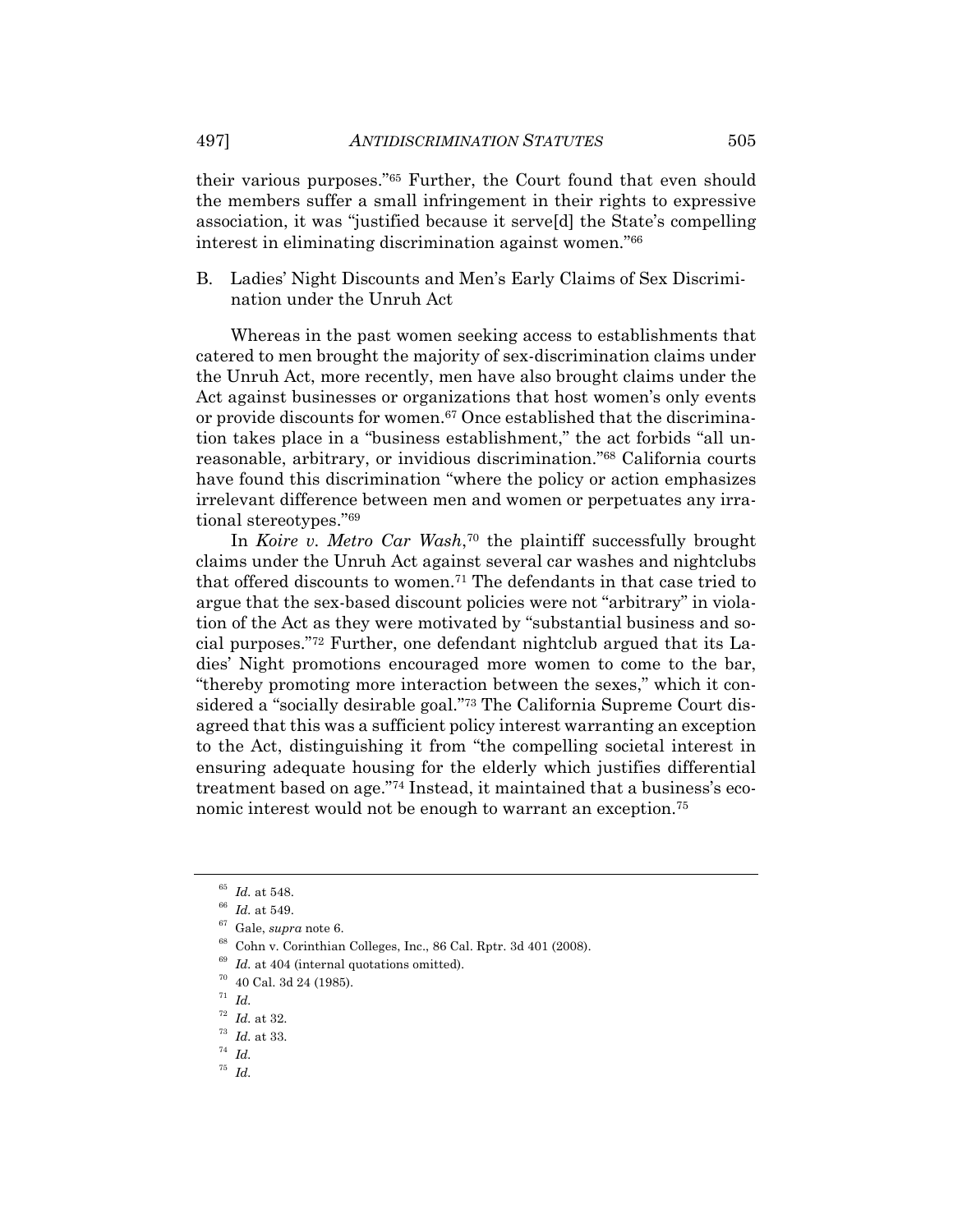their various purposes."[65] Further, the Court found that even should the members suffer a small infringement in their rights to expressive association, it was "justified because it serve[d] the State's compelling interest in eliminating discrimination against women."[66]

### B. Ladies' Night Discounts and Men's Early Claims of Sex Discrimination under the Unruh Act

Whereas in the past women seeking access to establishments that catered to men brought the majority of sex-discrimination claims under the Unruh Act, more recently, men have also brought claims under the Act against businesses or organizations that host women's only events or provide discounts for women.[67] Once established that the discrimination takes place in a "business establishment," the act forbids "all unreasonable, arbitrary, or invidious discrimination."[68] California courts have found this discrimination "where the policy or action emphasizes irrelevant difference between men and women or perpetuates any irrational stereotypes."[69]

In *Koire v. Metro Car Wash*,[70] the plaintiff successfully brought claims under the Unruh Act against several car washes and nightclubs that offered discounts to women.[71] The defendants in that case tried to argue that the sex-based discount policies were not "arbitrary" in violation of the Act as they were motivated by "substantial business and social purposes."[72] Further, one defendant nightclub argued that its Ladies' Night promotions encouraged more women to come to the bar, "thereby promoting more interaction between the sexes," which it considered a "socially desirable goal."[73] The California Supreme Court disagreed that this was a sufficient policy interest warranting an exception to the Act, distinguishing it from "the compelling societal interest in ensuring adequate housing for the elderly which justifies differential treatment based on age."[74] Instead, it maintained that a business's economic interest would not be enough to warrant an exception.[75]

---

[65] *Id.* at 548.

[66] *Id.* at 549.

[67] Gale, *supra* note 6.

[68] Cohn v. Corinthian Colleges, Inc., 86 Cal. Rptr. 3d 401 (2008).

[69] *Id.* at 404 (internal quotations omitted).

[70] 40 Cal. 3d 24 (1985).

[71] *Id.*

[72] *Id.* at 32.

[73] *Id.* at 33.

[74] *Id.*

[75] *Id.*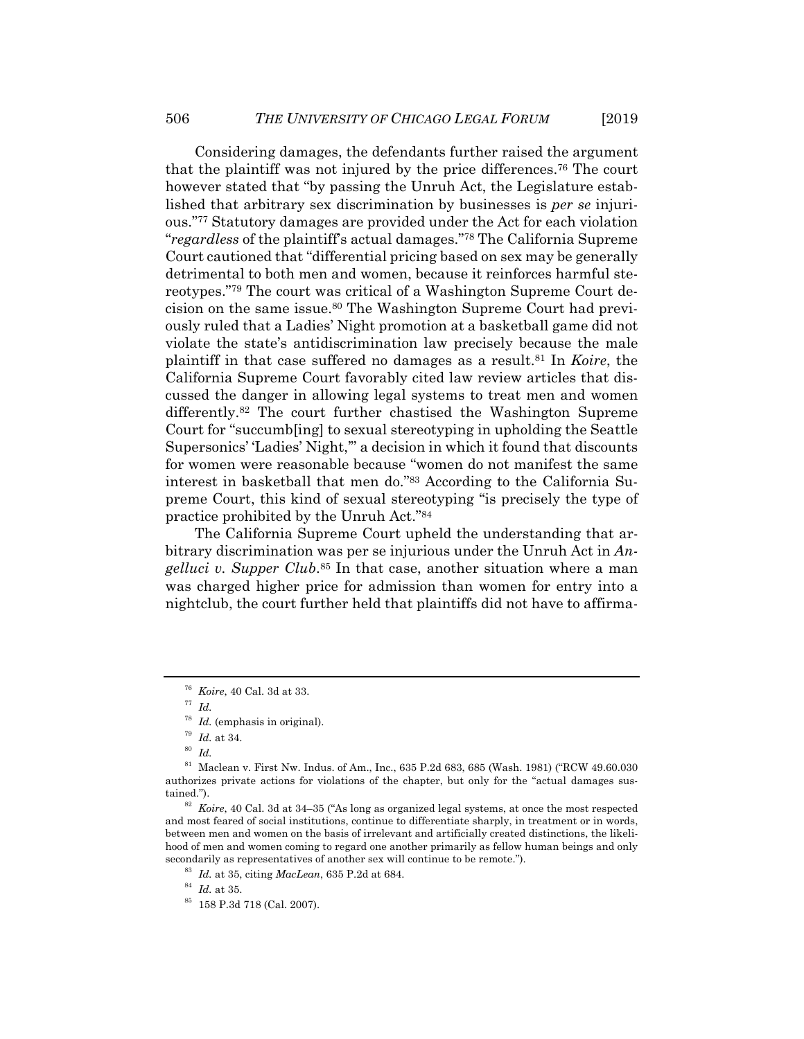Considering damages, the defendants further raised the argument that the plaintiff was not injured by the price differences.[76] The court however stated that "by passing the Unruh Act, the Legislature established that arbitrary sex discrimination by businesses is *per se* injurious."[77] Statutory damages are provided under the Act for each violation "*regardless* of the plaintiff's actual damages."[78] The California Supreme Court cautioned that "differential pricing based on sex may be generally detrimental to both men and women, because it reinforces harmful stereotypes."[79] The court was critical of a Washington Supreme Court decision on the same issue.[80] The Washington Supreme Court had previously ruled that a Ladies' Night promotion at a basketball game did not violate the state's antidiscrimination law precisely because the male plaintiff in that case suffered no damages as a result.[81] In *Koire*, the California Supreme Court favorably cited law review articles that discussed the danger in allowing legal systems to treat men and women differently.[82] The court further chastised the Washington Supreme Court for "succumb[ing] to sexual stereotyping in upholding the Seattle Supersonics' 'Ladies' Night,'" a decision in which it found that discounts for women were reasonable because "women do not manifest the same interest in basketball that men do."[83] According to the California Supreme Court, this kind of sexual stereotyping "is precisely the type of practice prohibited by the Unruh Act."[84]

The California Supreme Court upheld the understanding that arbitrary discrimination was per se injurious under the Unruh Act in *Angelluci v. Supper Club*.[85] In that case, another situation where a man was charged higher price for admission than women for entry into a nightclub, the court further held that plaintiffs did not have to affirma-

---

[76] *Koire*, 40 Cal. 3d at 33.

[77] *Id.*

[78] *Id.* (emphasis in original).

[79] *Id.* at 34.

[80] *Id.*

[81] Maclean v. First Nw. Indus. of Am., Inc., 635 P.2d 683, 685 (Wash. 1981) ("RCW 49.60.030 authorizes private actions for violations of the chapter, but only for the "actual damages sustained.").

[82] *Koire*, 40 Cal. 3d at 34–35 ("As long as organized legal systems, at once the most respected and most feared of social institutions, continue to differentiate sharply, in treatment or in words, between men and women on the basis of irrelevant and artificially created distinctions, the likelihood of men and women coming to regard one another primarily as fellow human beings and only secondarily as representatives of another sex will continue to be remote.").

[83] *Id.* at 35, citing *MacLean*, 635 P.2d at 684.

[84] *Id.* at 35.

[85] 158 P.3d 718 (Cal. 2007).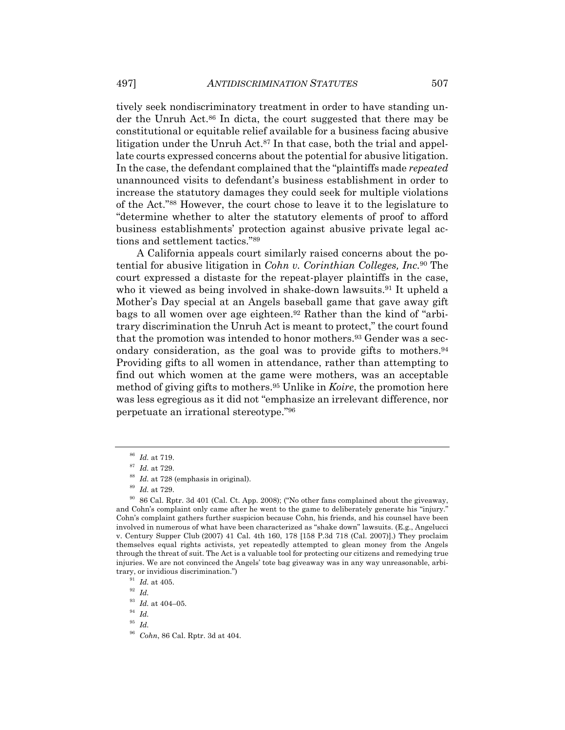tively seek nondiscriminatory treatment in order to have standing under the Unruh Act.[86] In dicta, the court suggested that there may be constitutional or equitable relief available for a business facing abusive litigation under the Unruh Act.[87] In that case, both the trial and appellate courts expressed concerns about the potential for abusive litigation. In the case, the defendant complained that the "plaintiffs made *repeated* unannounced visits to defendant's business establishment in order to increase the statutory damages they could seek for multiple violations of the Act."[88] However, the court chose to leave it to the legislature to "determine whether to alter the statutory elements of proof to afford business establishments' protection against abusive private legal actions and settlement tactics."[89]

A California appeals court similarly raised concerns about the potential for abusive litigation in *Cohn v. Corinthian Colleges, Inc.*[90] The court expressed a distaste for the repeat-player plaintiffs in the case, who it viewed as being involved in shake-down lawsuits.[91] It upheld a Mother's Day special at an Angels baseball game that gave away gift bags to all women over age eighteen.[92] Rather than the kind of "arbitrary discrimination the Unruh Act is meant to protect," the court found that the promotion was intended to honor mothers.[93] Gender was a secondary consideration, as the goal was to provide gifts to mothers.[94] Providing gifts to all women in attendance, rather than attempting to find out which women at the game were mothers, was an acceptable method of giving gifts to mothers.[95] Unlike in *Koire*, the promotion here was less egregious as it did not "emphasize an irrelevant difference, nor perpetuate an irrational stereotype."[96]

---

[86] *Id.* at 719.

[87] *Id.* at 729.

[88] *Id.* at 728 (emphasis in original).

[89] *Id.* at 729.

[90] 86 Cal. Rptr. 3d 401 (Cal. Ct. App. 2008); ("No other fans complained about the giveaway, and Cohn's complaint only came after he went to the game to deliberately generate his "injury." Cohn's complaint gathers further suspicion because Cohn, his friends, and his counsel have been involved in numerous of what have been characterized as "shake down" lawsuits. (E.g., Angelucci v. Century Supper Club (2007) 41 Cal. 4th 160, 178 [158 P.3d 718 (Cal. 2007)].) They proclaim themselves equal rights activists, yet repeatedly attempted to glean money from the Angels through the threat of suit. The Act is a valuable tool for protecting our citizens and remedying true injuries. We are not convinced the Angels' tote bag giveaway was in any way unreasonable, arbitrary, or invidious discrimination.")

[91] *Id.* at 405.

[92] *Id.*

[93] *Id.* at 404–05.

[94] *Id.*

[95] *Id.*

[96] *Cohn*, 86 Cal. Rptr. 3d at 404.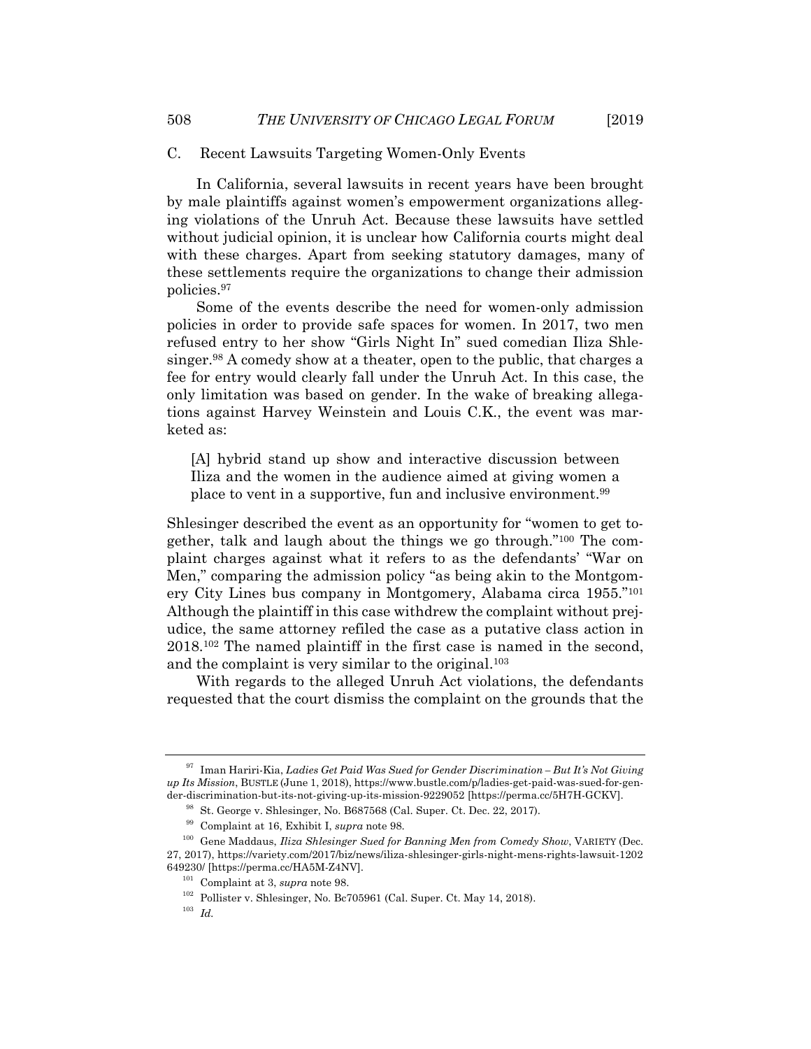### C. Recent Lawsuits Targeting Women-Only Events

In California, several lawsuits in recent years have been brought by male plaintiffs against women's empowerment organizations alleging violations of the Unruh Act. Because these lawsuits have settled without judicial opinion, it is unclear how California courts might deal with these charges. Apart from seeking statutory damages, many of these settlements require the organizations to change their admission policies.[97]

Some of the events describe the need for women-only admission policies in order to provide safe spaces for women. In 2017, two men refused entry to her show "Girls Night In" sued comedian Iliza Shlesinger.[98] A comedy show at a theater, open to the public, that charges a fee for entry would clearly fall under the Unruh Act. In this case, the only limitation was based on gender. In the wake of breaking allegations against Harvey Weinstein and Louis C.K., the event was marketed as:

> [A] hybrid stand up show and interactive discussion between Iliza and the women in the audience aimed at giving women a place to vent in a supportive, fun and inclusive environment.[99]

Shlesinger described the event as an opportunity for "women to get together, talk and laugh about the things we go through."[100] The complaint charges against what it refers to as the defendants' "War on Men," comparing the admission policy "as being akin to the Montgomery City Lines bus company in Montgomery, Alabama circa 1955."[101] Although the plaintiff in this case withdrew the complaint without prejudice, the same attorney refiled the case as a putative class action in 2018.[102] The named plaintiff in the first case is named in the second, and the complaint is very similar to the original.[103]

With regards to the alleged Unruh Act violations, the defendants requested that the court dismiss the complaint on the grounds that the

---

[97] Iman Hariri-Kia, *Ladies Get Paid Was Sued for Gender Discrimination – But It's Not Giving up Its Mission*, BUSTLE (June 1, 2018), https://www.bustle.com/p/ladies-get-paid-was-sued-for-gender-discrimination-but-its-not-giving-up-its-mission-9229052 [https://perma.cc/5H7H-GCKV].

[98] St. George v. Shlesinger, No. B687568 (Cal. Super. Ct. Dec. 22, 2017).

[99] Complaint at 16, Exhibit I, *supra* note 98.

[100] Gene Maddaus, *Iliza Shlesinger Sued for Banning Men from Comedy Show*, VARIETY (Dec. 27, 2017), https://variety.com/2017/biz/news/iliza-shlesinger-girls-night-mens-rights-lawsuit-1202649230/ [https://perma.cc/HA5M-Z4NV].

[101] Complaint at 3, *supra* note 98.

[102] Pollister v. Shlesinger, No. Bc705961 (Cal. Super. Ct. May 14, 2018).

[103] *Id.*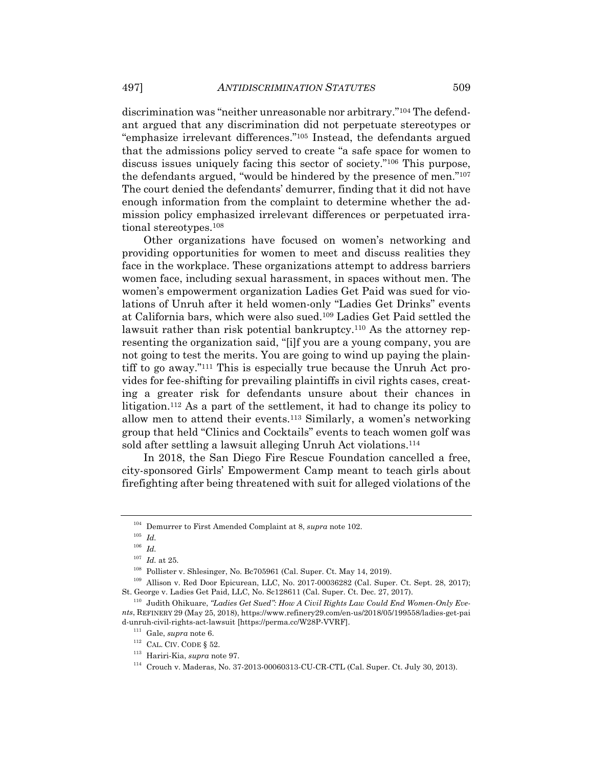discrimination was "neither unreasonable nor arbitrary."[104] The defendant argued that any discrimination did not perpetuate stereotypes or "emphasize irrelevant differences."[105] Instead, the defendants argued that the admissions policy served to create "a safe space for women to discuss issues uniquely facing this sector of society."[106] This purpose, the defendants argued, "would be hindered by the presence of men."[107] The court denied the defendants' demurrer, finding that it did not have enough information from the complaint to determine whether the admission policy emphasized irrelevant differences or perpetuated irrational stereotypes.[108]

Other organizations have focused on women's networking and providing opportunities for women to meet and discuss realities they face in the workplace. These organizations attempt to address barriers women face, including sexual harassment, in spaces without men. The women's empowerment organization Ladies Get Paid was sued for violations of Unruh after it held women-only "Ladies Get Drinks" events at California bars, which were also sued.[109] Ladies Get Paid settled the lawsuit rather than risk potential bankruptcy.[110] As the attorney representing the organization said, "[i]f you are a young company, you are not going to test the merits. You are going to wind up paying the plaintiff to go away."[111] This is especially true because the Unruh Act provides for fee-shifting for prevailing plaintiffs in civil rights cases, creating a greater risk for defendants unsure about their chances in litigation.[112] As a part of the settlement, it had to change its policy to allow men to attend their events.[113] Similarly, a women's networking group that held "Clinics and Cocktails" events to teach women golf was sold after settling a lawsuit alleging Unruh Act violations.[114]

In 2018, the San Diego Fire Rescue Foundation cancelled a free, city-sponsored Girls' Empowerment Camp meant to teach girls about firefighting after being threatened with suit for alleged violations of the

---

[104] Demurrer to First Amended Complaint at 8, *supra* note 102.

[105] *Id.*

[106] *Id.*

[107] *Id.* at 25.

[108] Pollister v. Shlesinger, No. Bc705961 (Cal. Super. Ct. May 14, 2019).

[109] Allison v. Red Door Epicurean, LLC, No. 2017-00036282 (Cal. Super. Ct. Sept. 28, 2017); St. George v. Ladies Get Paid, LLC, No. Sc128611 (Cal. Super. Ct. Dec. 27, 2017).

[110] Judith Ohikuare, *"Ladies Get Sued": How A Civil Rights Law Could End Women-Only Events*, REFINERY 29 (May 25, 2018), https://www.refinery29.com/en-us/2018/05/199558/ladies-get-paid-unruh-civil-rights-act-lawsuit [https://perma.cc/W28P-VVRF].

[111] Gale, *supra* note 6.

[112] CAL. CIV. CODE § 52.

[113] Hariri-Kia, *supra* note 97.

[114] Crouch v. Maderas, No. 37-2013-00060313-CU-CR-CTL (Cal. Super. Ct. July 30, 2013).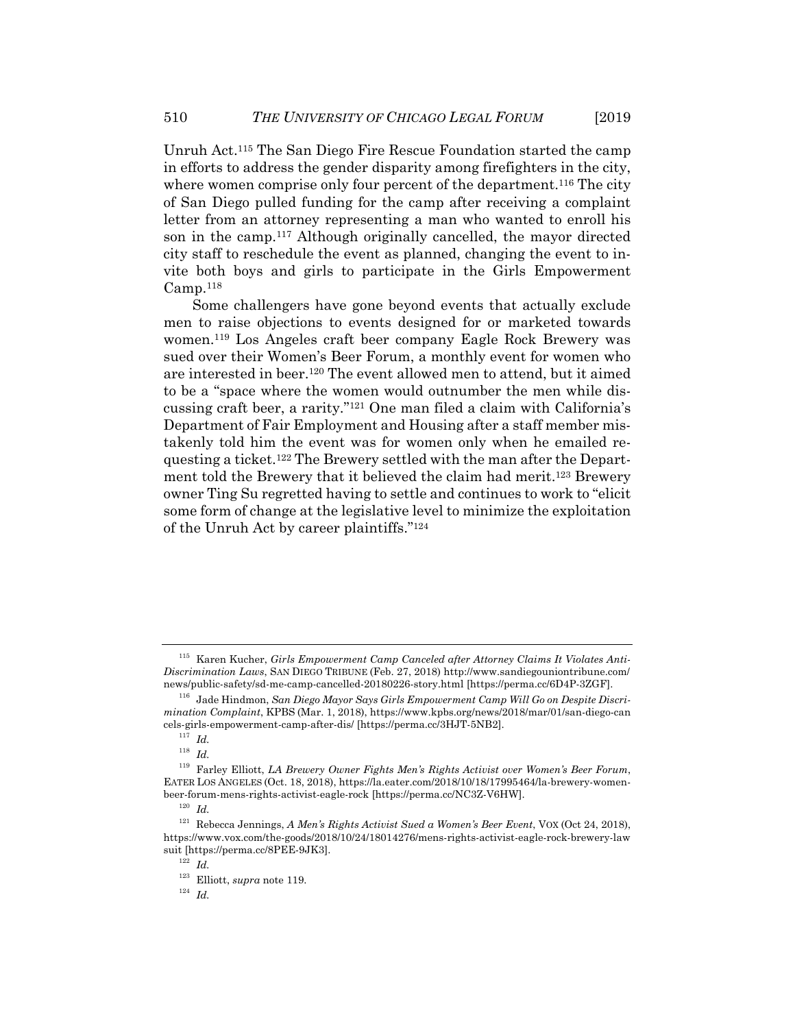Unruh Act.[115] The San Diego Fire Rescue Foundation started the camp in efforts to address the gender disparity among firefighters in the city, where women comprise only four percent of the department.[116] The city of San Diego pulled funding for the camp after receiving a complaint letter from an attorney representing a man who wanted to enroll his son in the camp.[117] Although originally cancelled, the mayor directed city staff to reschedule the event as planned, changing the event to invite both boys and girls to participate in the Girls Empowerment Camp.[118]

Some challengers have gone beyond events that actually exclude men to raise objections to events designed for or marketed towards women.[119] Los Angeles craft beer company Eagle Rock Brewery was sued over their Women's Beer Forum, a monthly event for women who are interested in beer.[120] The event allowed men to attend, but it aimed to be a "space where the women would outnumber the men while discussing craft beer, a rarity."[121] One man filed a claim with California's Department of Fair Employment and Housing after a staff member mistakenly told him the event was for women only when he emailed requesting a ticket.[122] The Brewery settled with the man after the Department told the Brewery that it believed the claim had merit.[123] Brewery owner Ting Su regretted having to settle and continues to work to "elicit some form of change at the legislative level to minimize the exploitation of the Unruh Act by career plaintiffs."[124]

---

[115] Karen Kucher, *Girls Empowerment Camp Canceled after Attorney Claims It Violates Anti-Discrimination Laws*, SAN DIEGO TRIBUNE (Feb. 27, 2018) http://www.sandiegouniontribune.com/news/public-safety/sd-me-camp-cancelled-20180226-story.html [https://perma.cc/6D4P-3ZGF].

[116] Jade Hindmon, *San Diego Mayor Says Girls Empowerment Camp Will Go on Despite Discrimination Complaint*, KPBS (Mar. 1, 2018), https://www.kpbs.org/news/2018/mar/01/san-diego-cancels-girls-empowerment-camp-after-dis/ [https://perma.cc/3HJT-5NB2].

[117] *Id.*

[118] *Id.*

[119] Farley Elliott, *LA Brewery Owner Fights Men's Rights Activist over Women's Beer Forum*, EATER LOS ANGELES (Oct. 18, 2018), https://la.eater.com/2018/10/18/17995464/la-brewery-women-beer-forum-mens-rights-activist-eagle-rock [https://perma.cc/NC3Z-V6HW].

[120] *Id.*

[121] Rebecca Jennings, *A Men's Rights Activist Sued a Women's Beer Event*, VOX (Oct 24, 2018), https://www.vox.com/the-goods/2018/10/24/18014276/mens-rights-activist-eagle-rock-brewery-lawsuit [https://perma.cc/8PEE-9JK3].

[122] *Id.*

[123] Elliott, *supra* note 119.

[124] *Id.*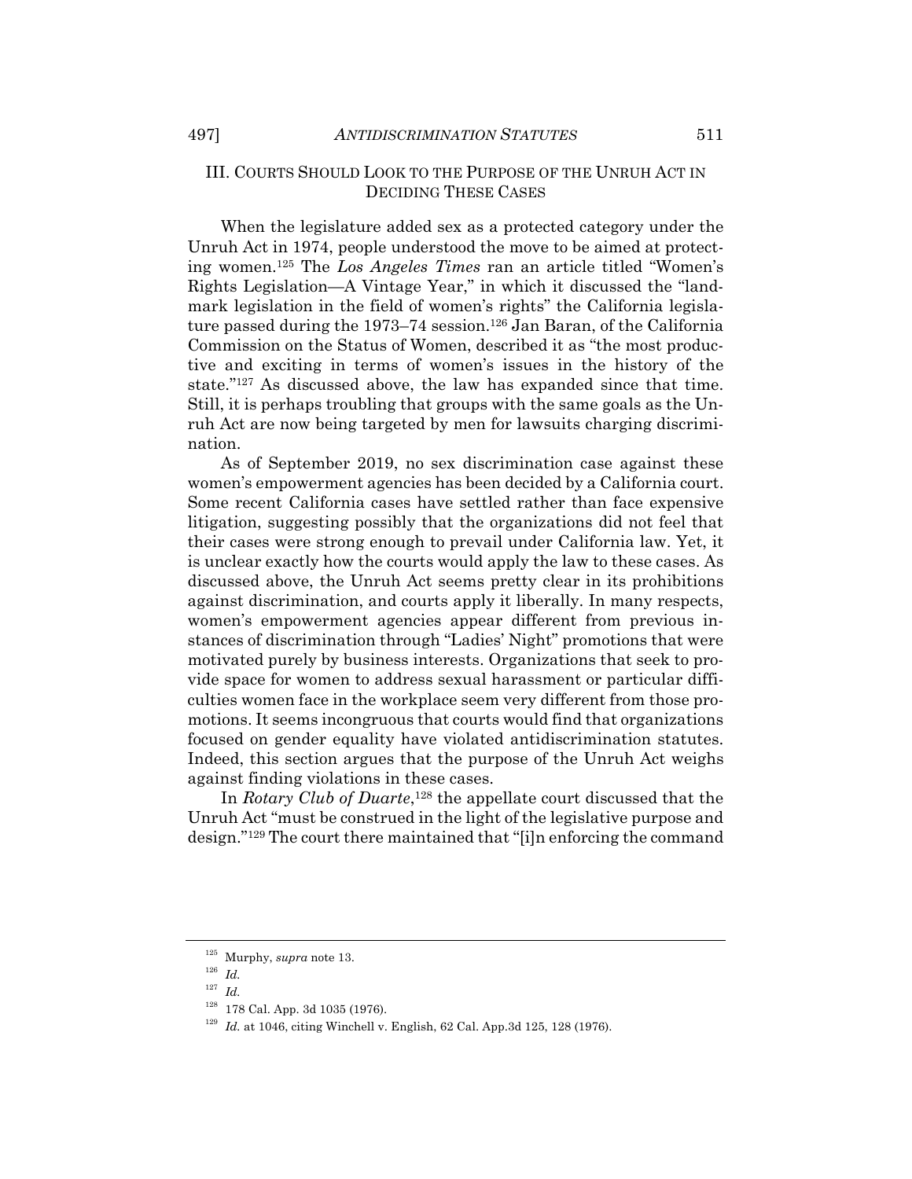## III. Courts Should Look to the Purpose of the Unruh Act in Deciding These Cases

When the legislature added sex as a protected category under the Unruh Act in 1974, people understood the move to be aimed at protecting women.[125] The *Los Angeles Times* ran an article titled "Women's Rights Legislation—A Vintage Year," in which it discussed the "landmark legislation in the field of women's rights" the California legislature passed during the 1973–74 session.[126] Jan Baran, of the California Commission on the Status of Women, described it as "the most productive and exciting in terms of women's issues in the history of the state."[127] As discussed above, the law has expanded since that time. Still, it is perhaps troubling that groups with the same goals as the Unruh Act are now being targeted by men for lawsuits charging discrimination.

As of September 2019, no sex discrimination case against these women's empowerment agencies has been decided by a California court. Some recent California cases have settled rather than face expensive litigation, suggesting possibly that the organizations did not feel that their cases were strong enough to prevail under California law. Yet, it is unclear exactly how the courts would apply the law to these cases. As discussed above, the Unruh Act seems pretty clear in its prohibitions against discrimination, and courts apply it liberally. In many respects, women's empowerment agencies appear different from previous instances of discrimination through "Ladies' Night" promotions that were motivated purely by business interests. Organizations that seek to provide space for women to address sexual harassment or particular difficulties women face in the workplace seem very different from those promotions. It seems incongruous that courts would find that organizations focused on gender equality have violated antidiscrimination statutes. Indeed, this section argues that the purpose of the Unruh Act weighs against finding violations in these cases.

In *Rotary Club of Duarte*,[128] the appellate court discussed that the Unruh Act "must be construed in the light of the legislative purpose and design."[129] The court there maintained that "[i]n enforcing the command

---

[125] Murphy, *supra* note 13.

[126] *Id.*

[127] *Id.*

[128] 178 Cal. App. 3d 1035 (1976).

[129] *Id.* at 1046, citing Winchell v. English, 62 Cal. App.3d 125, 128 (1976).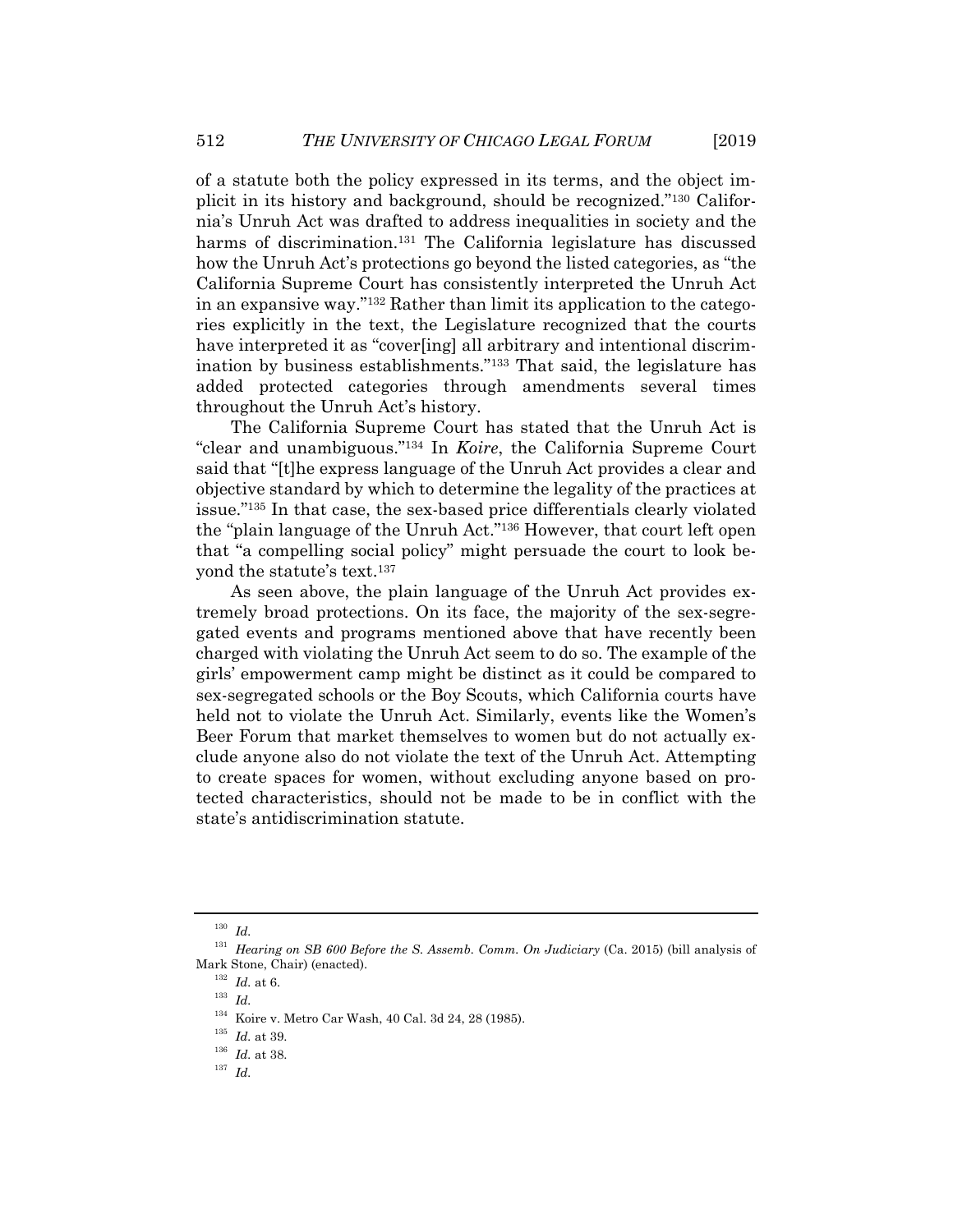of a statute both the policy expressed in its terms, and the object implicit in its history and background, should be recognized."[130] California's Unruh Act was drafted to address inequalities in society and the harms of discrimination.[131] The California legislature has discussed how the Unruh Act's protections go beyond the listed categories, as "the California Supreme Court has consistently interpreted the Unruh Act in an expansive way."[132] Rather than limit its application to the categories explicitly in the text, the Legislature recognized that the courts have interpreted it as "cover[ing] all arbitrary and intentional discrimination by business establishments."[133] That said, the legislature has added protected categories through amendments several times throughout the Unruh Act's history.

The California Supreme Court has stated that the Unruh Act is "clear and unambiguous."[134] In *Koire*, the California Supreme Court said that "[t]he express language of the Unruh Act provides a clear and objective standard by which to determine the legality of the practices at issue."[135] In that case, the sex-based price differentials clearly violated the "plain language of the Unruh Act."[136] However, that court left open that "a compelling social policy" might persuade the court to look beyond the statute's text.[137]

As seen above, the plain language of the Unruh Act provides extremely broad protections. On its face, the majority of the sex-segregated events and programs mentioned above that have recently been charged with violating the Unruh Act seem to do so. The example of the girls' empowerment camp might be distinct as it could be compared to sex-segregated schools or the Boy Scouts, which California courts have held not to violate the Unruh Act. Similarly, events like the Women's Beer Forum that market themselves to women but do not actually exclude anyone also do not violate the text of the Unruh Act. Attempting to create spaces for women, without excluding anyone based on protected characteristics, should not be made to be in conflict with the state's antidiscrimination statute.

---

[130] *Id.*

[131] *Hearing on SB 600 Before the S. Assemb. Comm. On Judiciary* (Ca. 2015) (bill analysis of Mark Stone, Chair) (enacted).

[132] *Id.* at 6.

[133] *Id.*

[134] Koire v. Metro Car Wash, 40 Cal. 3d 24, 28 (1985).

[135] *Id.* at 39.

[136] *Id.* at 38.

[137] *Id.*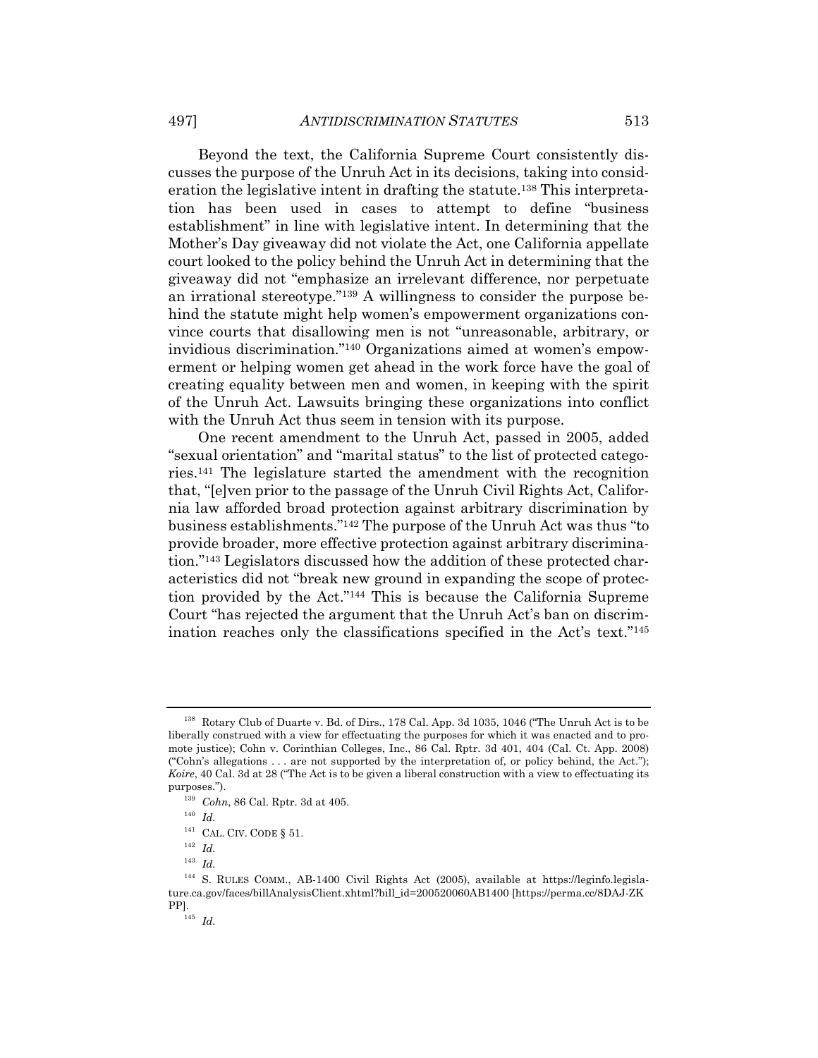Beyond the text, the California Supreme Court consistently discusses the purpose of the Unruh Act in its decisions, taking into consideration the legislative intent in drafting the statute.[138] This interpretation has been used in cases to attempt to define "business establishment" in line with legislative intent. In determining that the Mother's Day giveaway did not violate the Act, one California appellate court looked to the policy behind the Unruh Act in determining that the giveaway did not "emphasize an irrelevant difference, nor perpetuate an irrational stereotype."[139] A willingness to consider the purpose behind the statute might help women's empowerment organizations convince courts that disallowing men is not "unreasonable, arbitrary, or invidious discrimination."[140] Organizations aimed at women's empowerment or helping women get ahead in the work force have the goal of creating equality between men and women, in keeping with the spirit of the Unruh Act. Lawsuits bringing these organizations into conflict with the Unruh Act thus seem in tension with its purpose.

One recent amendment to the Unruh Act, passed in 2005, added "sexual orientation" and "marital status" to the list of protected categories.[141] The legislature started the amendment with the recognition that, "[e]ven prior to the passage of the Unruh Civil Rights Act, California law afforded broad protection against arbitrary discrimination by business establishments."[142] The purpose of the Unruh Act was thus "to provide broader, more effective protection against arbitrary discrimination."[143] Legislators discussed how the addition of these protected characteristics did not "break new ground in expanding the scope of protection provided by the Act."[144] This is because the California Supreme Court "has rejected the argument that the Unruh Act's ban on discrimination reaches only the classifications specified in the Act's text."[145]

---

[138] Rotary Club of Duarte v. Bd. of Dirs., 178 Cal. App. 3d 1035, 1046 ("The Unruh Act is to be liberally construed with a view for effectuating the purposes for which it was enacted and to promote justice); Cohn v. Corinthian Colleges, Inc., 86 Cal. Rptr. 3d 401, 404 (Cal. Ct. App. 2008) ("Cohn's allegations . . . are not supported by the interpretation of, or policy behind, the Act."); *Koire*, 40 Cal. 3d at 28 ("The Act is to be given a liberal construction with a view to effectuating its purposes.").

[139] *Cohn*, 86 Cal. Rptr. 3d at 405.

[140] *Id.*

[141] CAL. CIV. CODE § 51.

[142] *Id.*

[143] *Id.*

[144] S. RULES COMM., AB-1400 Civil Rights Act (2005), available at https://leginfo.legislature.ca.gov/faces/billAnalysisClient.xhtml?bill_id=200520060AB1400 [https://perma.cc/8DAJ-ZKPP].

[145] *Id.*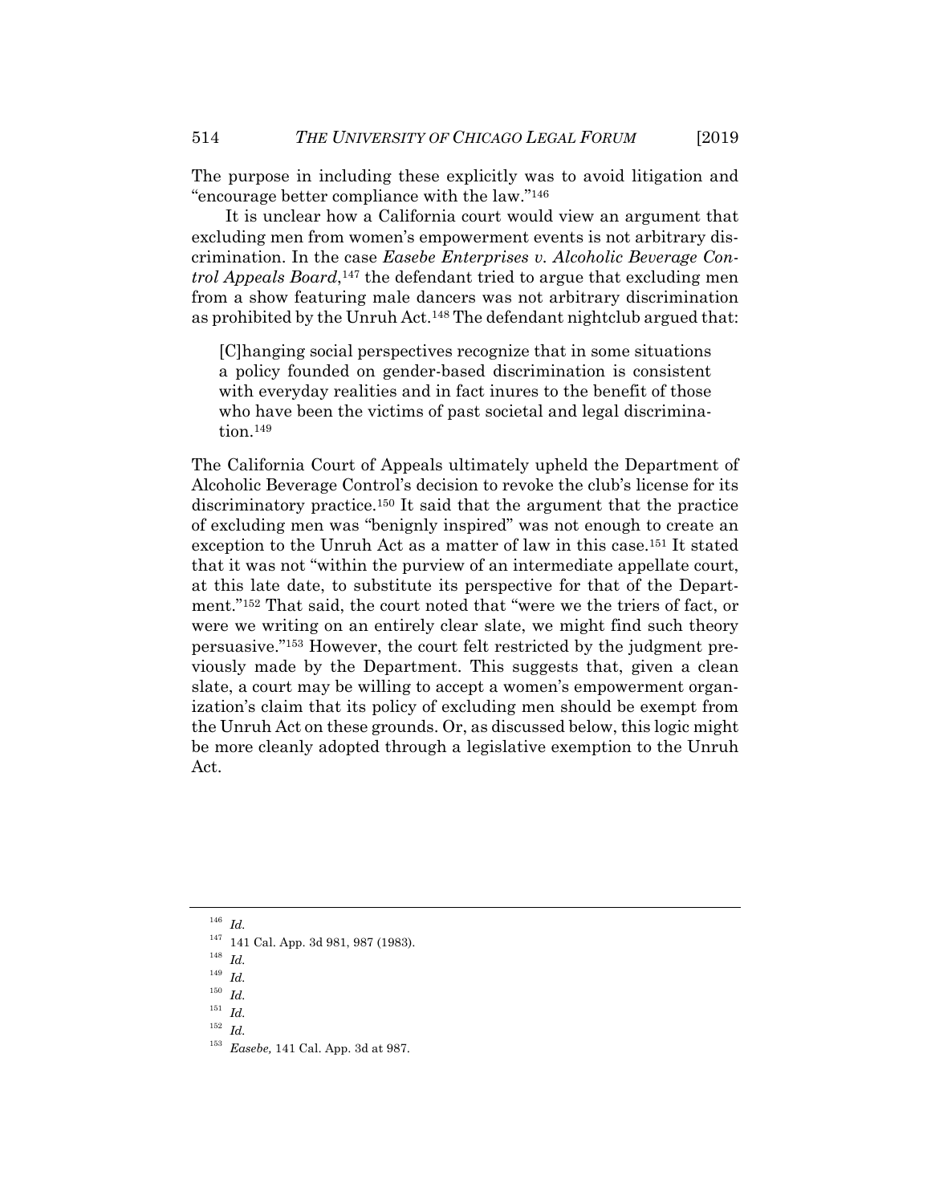The purpose in including these explicitly was to avoid litigation and "encourage better compliance with the law."[146]

It is unclear how a California court would view an argument that excluding men from women's empowerment events is not arbitrary discrimination. In the case *Easebe Enterprises v. Alcoholic Beverage Control Appeals Board*,[147] the defendant tried to argue that excluding men from a show featuring male dancers was not arbitrary discrimination as prohibited by the Unruh Act.[148] The defendant nightclub argued that:

> [C]hanging social perspectives recognize that in some situations a policy founded on gender-based discrimination is consistent with everyday realities and in fact inures to the benefit of those who have been the victims of past societal and legal discrimination.[149]

The California Court of Appeals ultimately upheld the Department of Alcoholic Beverage Control's decision to revoke the club's license for its discriminatory practice.[150] It said that the argument that the practice of excluding men was "benignly inspired" was not enough to create an exception to the Unruh Act as a matter of law in this case.[151] It stated that it was not "within the purview of an intermediate appellate court, at this late date, to substitute its perspective for that of the Department."[152] That said, the court noted that "were we the triers of fact, or were we writing on an entirely clear slate, we might find such theory persuasive."[153] However, the court felt restricted by the judgment previously made by the Department. This suggests that, given a clean slate, a court may be willing to accept a women's empowerment organization's claim that its policy of excluding men should be exempt from the Unruh Act on these grounds. Or, as discussed below, this logic might be more cleanly adopted through a legislative exemption to the Unruh Act.

---

[146] *Id.*

[147] 141 Cal. App. 3d 981, 987 (1983).

[148] *Id.*

[149] *Id.*

[150] *Id.*

[151] *Id.*

[152] *Id.*

[153] *Easebe*, 141 Cal. App. 3d at 987.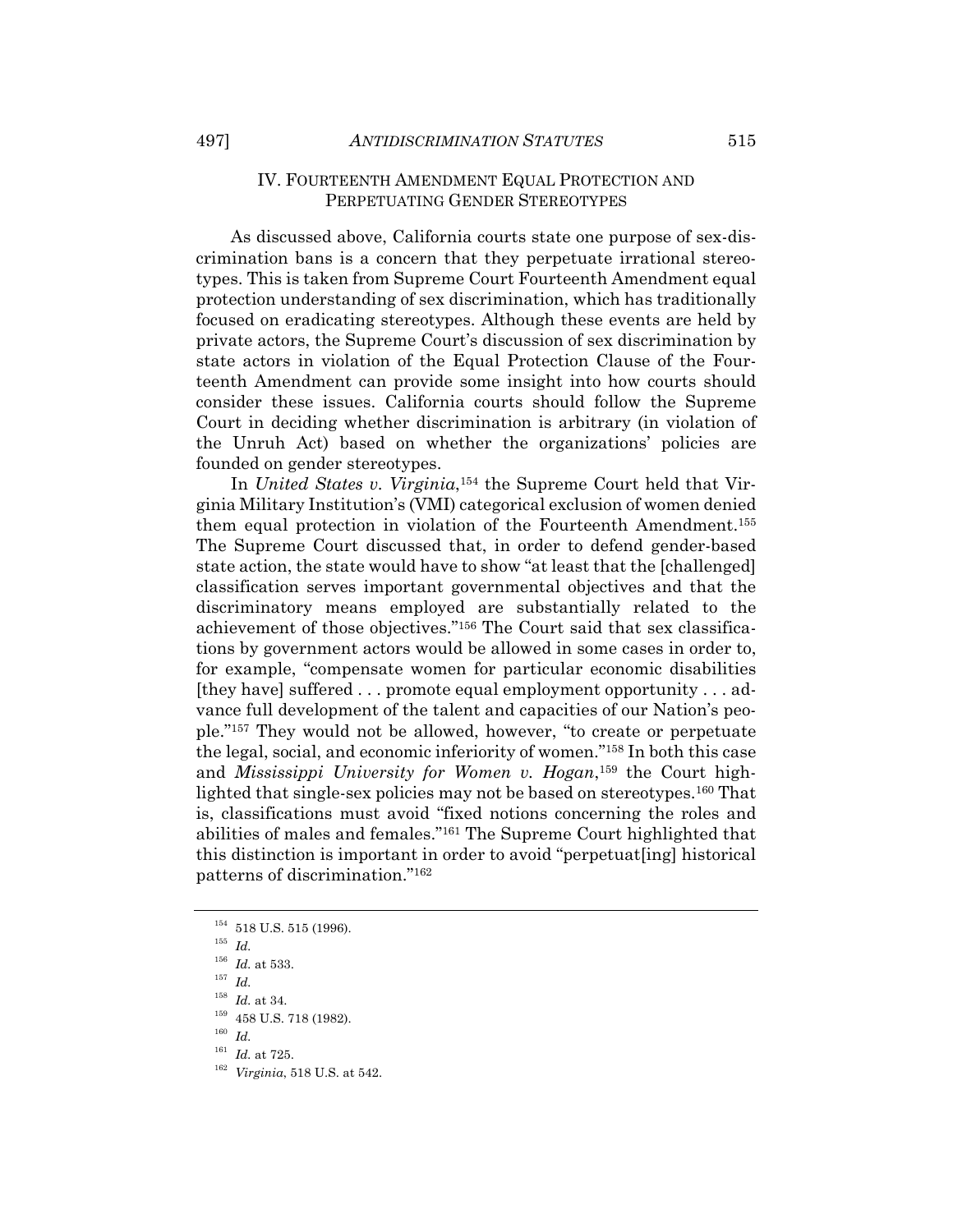## IV. FOURTEENTH AMENDMENT EQUAL PROTECTION AND PERPETUATING GENDER STEREOTYPES

As discussed above, California courts state one purpose of sex-discrimination bans is a concern that they perpetuate irrational stereotypes. This is taken from Supreme Court Fourteenth Amendment equal protection understanding of sex discrimination, which has traditionally focused on eradicating stereotypes. Although these events are held by private actors, the Supreme Court's discussion of sex discrimination by state actors in violation of the Equal Protection Clause of the Fourteenth Amendment can provide some insight into how courts should consider these issues. California courts should follow the Supreme Court in deciding whether discrimination is arbitrary (in violation of the Unruh Act) based on whether the organizations' policies are founded on gender stereotypes.

In *United States v. Virginia*,[154] the Supreme Court held that Virginia Military Institute's (VMI) categorical exclusion of women denied them equal protection in violation of the Fourteenth Amendment.[155] The Supreme Court discussed that, in order to defend gender-based state action, the state would have to show "at least that the [challenged] classification serves important governmental objectives and that the discriminatory means employed are substantially related to the achievement of those objectives."[156] The Court said that sex classifications by government actors would be allowed in some cases in order to, for example, "compensate women for particular economic disabilities [they have] suffered . . . promote equal employment opportunity . . . advance full development of the talent and capacities of our Nation's people."[157] They would not be allowed, however, "to create or perpetuate the legal, social, and economic inferiority of women."[158] In both this case and *Mississippi University for Women v. Hogan*,[159] the Court highlighted that single-sex policies may not be based on stereotypes.[160] That is, classifications must avoid "fixed notions concerning the roles and abilities of males and females."[161] The Supreme Court highlighted that this distinction is important in order to avoid "perpetuat[ing] historical patterns of discrimination."[162]

---

[154] 518 U.S. 515 (1996).

[155] *Id.*

[156] *Id.* at 533.

[157] *Id.*

[158] *Id.* at 34.

[159] 458 U.S. 718 (1982).

[160] *Id.*

[161] *Id.* at 725.

[162] *Virginia*, 518 U.S. at 542.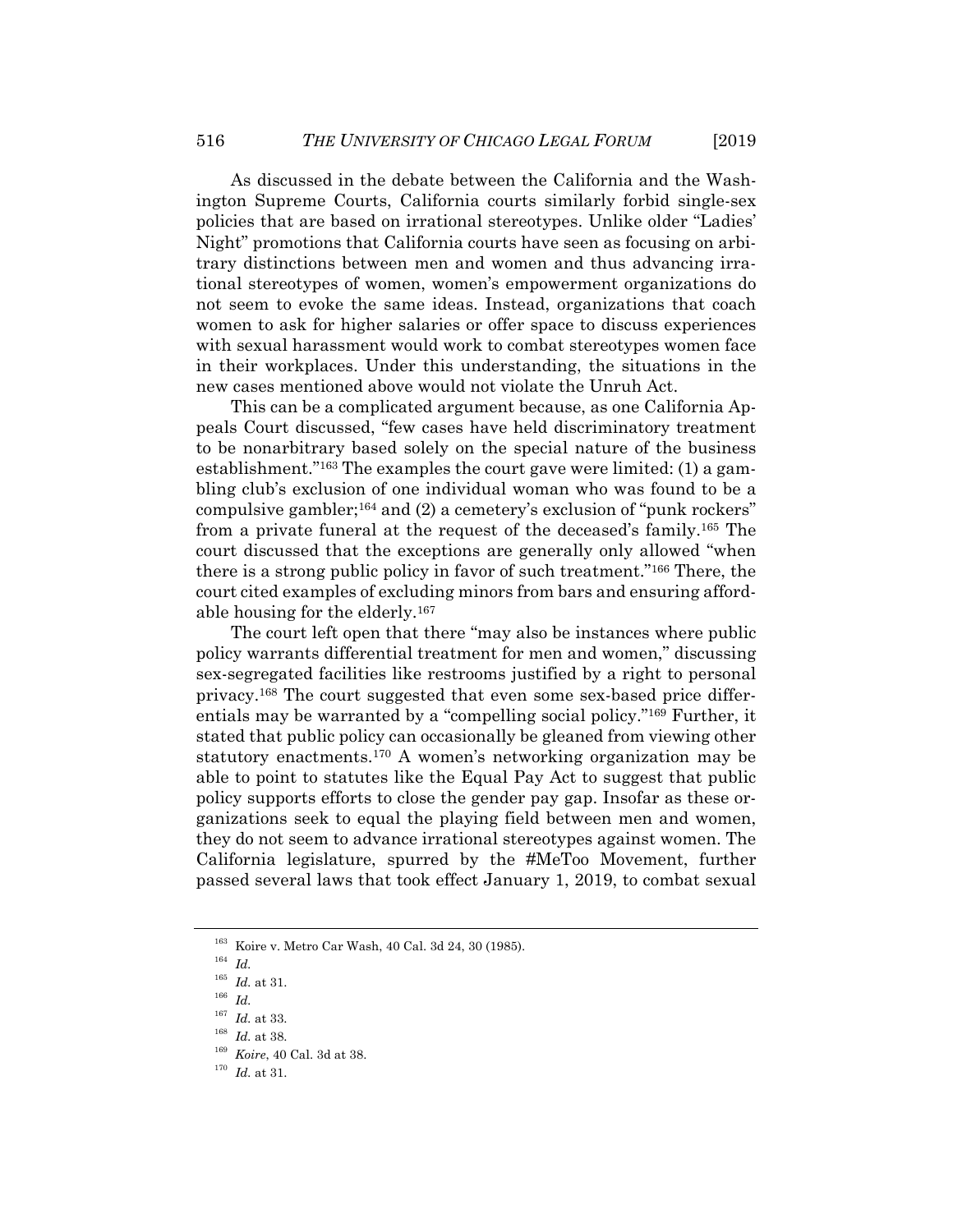As discussed in the debate between the California and the Washington Supreme Courts, California courts similarly forbid single-sex policies that are based on irrational stereotypes. Unlike older "Ladies' Night" promotions that California courts have seen as focusing on arbitrary distinctions between men and women and thus advancing irrational stereotypes of women, women's empowerment organizations do not seem to evoke the same ideas. Instead, organizations that coach women to ask for higher salaries or offer space to discuss experiences with sexual harassment would work to combat stereotypes women face in their workplaces. Under this understanding, the situations in the new cases mentioned above would not violate the Unruh Act.

This can be a complicated argument because, as one California Appeals Court discussed, "few cases have held discriminatory treatment to be nonarbitrary based solely on the special nature of the business establishment."[163] The examples the court gave were limited: (1) a gambling club's exclusion of one individual woman who was found to be a compulsive gambler;[164] and (2) a cemetery's exclusion of "punk rockers" from a private funeral at the request of the deceased's family.[165] The court discussed that the exceptions are generally only allowed "when there is a strong public policy in favor of such treatment."[166] There, the court cited examples of excluding minors from bars and ensuring affordable housing for the elderly.[167]

The court left open that there "may also be instances where public policy warrants differential treatment for men and women," discussing sex-segregated facilities like restrooms justified by a right to personal privacy.[168] The court suggested that even some sex-based price differentials may be warranted by a "compelling social policy."[169] Further, it stated that public policy can occasionally be gleaned from viewing other statutory enactments.[170] A women's networking organization may be able to point to statutes like the Equal Pay Act to suggest that public policy supports efforts to close the gender pay gap. Insofar as these organizations seek to equal the playing field between men and women, they do not seem to advance irrational stereotypes against women. The California legislature, spurred by the #MeToo Movement, further passed several laws that took effect January 1, 2019, to combat sexual

---

[163] Koire v. Metro Car Wash, 40 Cal. 3d 24, 30 (1985).

[164] *Id.*

[165] *Id.* at 31.

[166] *Id.*

[167] *Id.* at 33.

[168] *Id.* at 38.

[169] *Koire*, 40 Cal. 3d at 38.

[170] *Id.* at 31.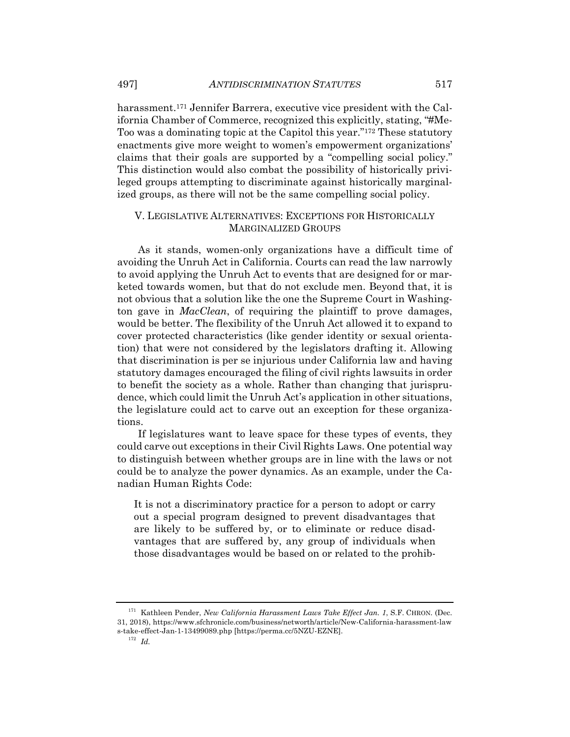harassment.[171] Jennifer Barrera, executive vice president with the California Chamber of Commerce, recognized this explicitly, stating, "#MeToo was a dominating topic at the Capitol this year."[172] These statutory enactments give more weight to women's empowerment organizations' claims that their goals are supported by a "compelling social policy." This distinction would also combat the possibility of historically privileged groups attempting to discriminate against historically marginalized groups, as there will not be the same compelling social policy.

## V. LEGISLATIVE ALTERNATIVES: EXCEPTIONS FOR HISTORICALLY MARGINALIZED GROUPS

As it stands, women-only organizations have a difficult time of avoiding the Unruh Act in California. Courts can read the law narrowly to avoid applying the Unruh Act to events that are designed for or marketed towards women, but that do not exclude men. Beyond that, it is not obvious that a solution like the one the Supreme Court in Washington gave in *MacClean*, of requiring the plaintiff to prove damages, would be better. The flexibility of the Unruh Act allowed it to expand to cover protected characteristics (like gender identity or sexual orientation) that were not considered by the legislators drafting it. Allowing that discrimination is per se injurious under California law and having statutory damages encouraged the filing of civil rights lawsuits in order to benefit the society as a whole. Rather than changing that jurisprudence, which could limit the Unruh Act's application in other situations, the legislature could act to carve out an exception for these organizations.

If legislatures want to leave space for these types of events, they could carve out exceptions in their Civil Rights Laws. One potential way to distinguish between whether groups are in line with the laws or not could be to analyze the power dynamics. As an example, under the Canadian Human Rights Code:

> It is not a discriminatory practice for a person to adopt or carry out a special program designed to prevent disadvantages that are likely to be suffered by, or to eliminate or reduce disadvantages that are suffered by, any group of individuals when those disadvantages would be based on or related to the prohib-

---

[171] Kathleen Pender, *New California Harassment Laws Take Effect Jan. 1*, S.F. CHRON. (Dec. 31, 2018), https://www.sfchronicle.com/business/networth/article/New-California-harassment-laws-take-effect-Jan-1-13499089.php [https://perma.cc/5NZU-EZNE].

[172] *Id.*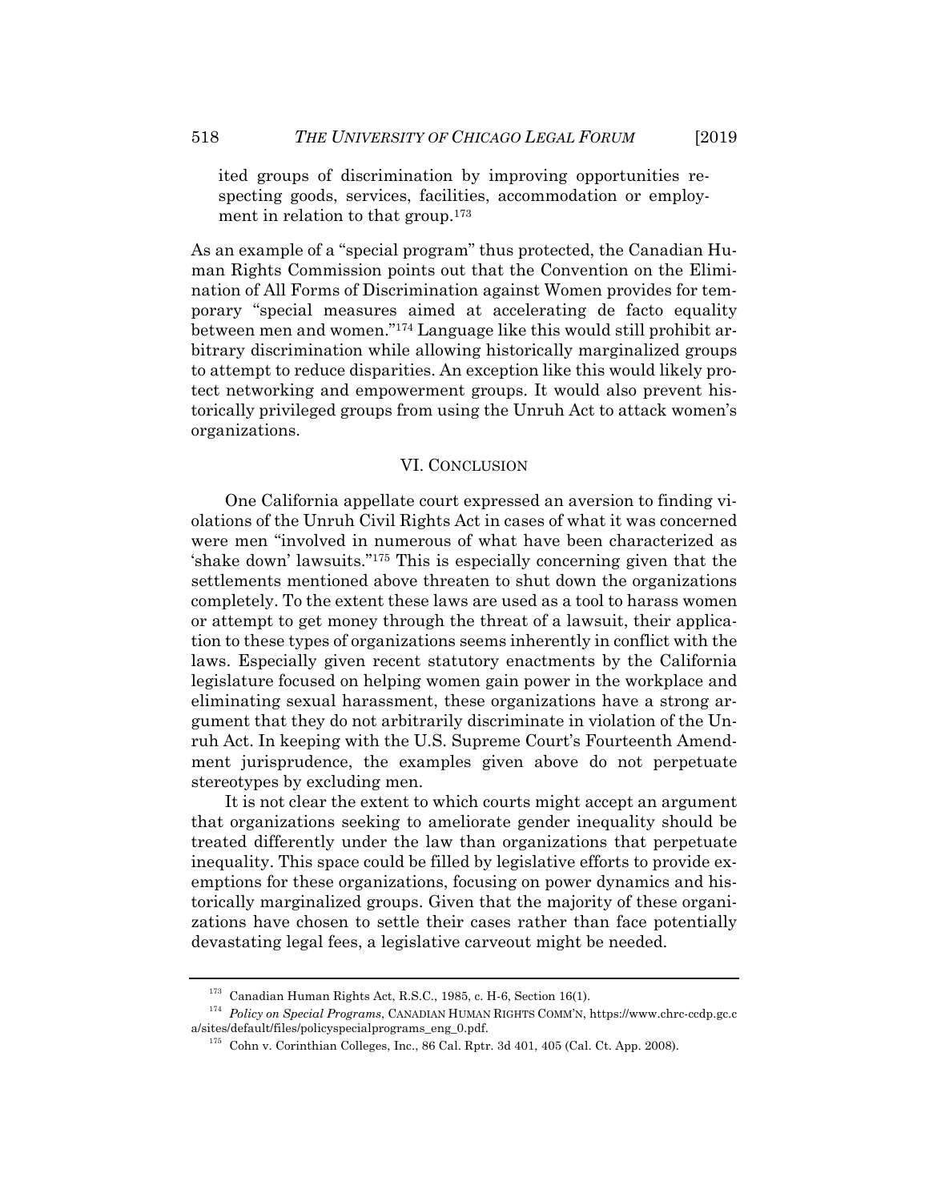> ited groups of discrimination by improving opportunities respecting goods, services, facilities, accommodation or employment in relation to that group.[173]

As an example of a "special program" thus protected, the Canadian Human Rights Commission points out that the Convention on the Elimination of All Forms of Discrimination against Women provides for temporary "special measures aimed at accelerating de facto equality between men and women."[174] Language like this would still prohibit arbitrary discrimination while allowing historically marginalized groups to attempt to reduce disparities. An exception like this would likely protect networking and empowerment groups. It would also prevent historically privileged groups from using the Unruh Act to attack women's organizations.

## VI. CONCLUSION

One California appellate court expressed an aversion to finding violations of the Unruh Civil Rights Act in cases of what it was concerned were men "involved in numerous of what have been characterized as 'shake down' lawsuits."[175] This is especially concerning given that the settlements mentioned above threaten to shut down the organizations completely. To the extent these laws are used as a tool to harass women or attempt to get money through the threat of a lawsuit, their application to these types of organizations seems inherently in conflict with the laws. Especially given recent statutory enactments by the California legislature focused on helping women gain power in the workplace and eliminating sexual harassment, these organizations have a strong argument that they do not arbitrarily discriminate in violation of the Unruh Act. In keeping with the U.S. Supreme Court's Fourteenth Amendment jurisprudence, the examples given above do not perpetuate stereotypes by excluding men.

It is not clear the extent to which courts might accept an argument that organizations seeking to ameliorate gender inequality should be treated differently under the law than organizations that perpetuate inequality. This space could be filled by legislative efforts to provide exemptions for these organizations, focusing on power dynamics and historically marginalized groups. Given that the majority of these organizations have chosen to settle their cases rather than face potentially devastating legal fees, a legislative carveout might be needed.

---

[173] Canadian Human Rights Act, R.S.C., 1985, c. H-6, Section 16(1).

[174] *Policy on Special Programs*, CANADIAN HUMAN RIGHTS COMM'N, https://www.chrc-ccdp.gc.ca/sites/default/files/policyspecialprograms_eng_0.pdf.

[175] Cohn v. Corinthian Colleges, Inc., 86 Cal. Rptr. 3d 401, 405 (Cal. Ct. App. 2008).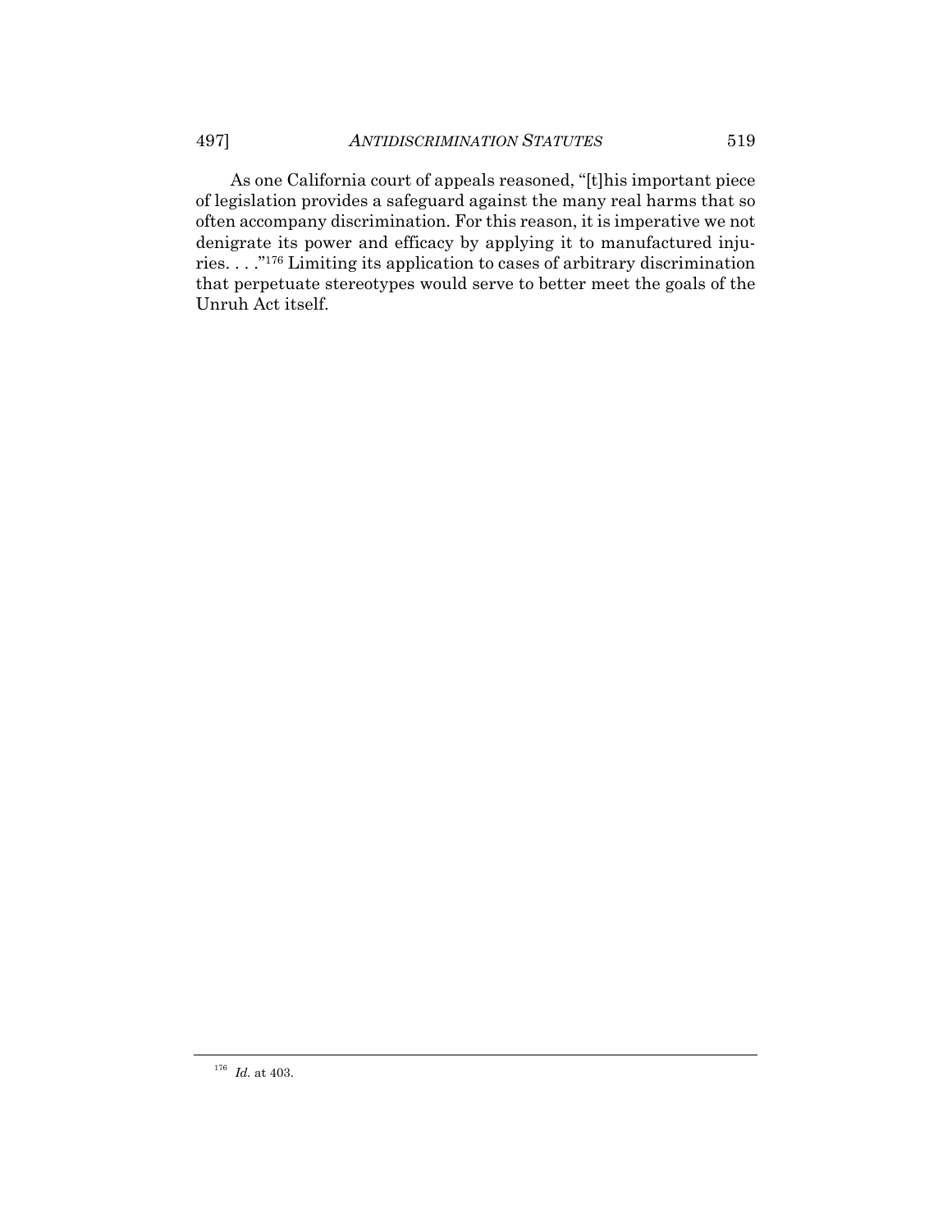As one California court of appeals reasoned, "[t]his important piece of legislation provides a safeguard against the many real harms that so often accompany discrimination. For this reason, it is imperative we not denigrate its power and efficacy by applying it to manufactured injuries. . . ."[176] Limiting its application to cases of arbitrary discrimination that perpetuate stereotypes would serve to better meet the goals of the Unruh Act itself.

---

[176] *Id.* at 403.